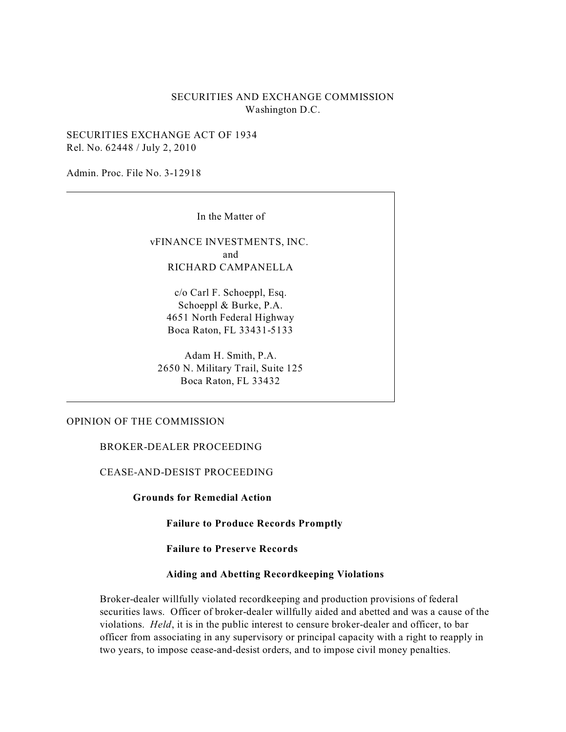SECURITIES AND EXCHANGE COMMISSION
Washington D.C.

SECURITIES EXCHANGE ACT OF 1934
Rel. No. 62448 / July 2, 2010

Admin. Proc. File No. 3-12918

---

In the Matter of

vFINANCE INVESTMENTS, INC.
and
RICHARD CAMPANELLA

c/o Carl F. Schoeppl, Esq.
Schoeppl & Burke, P.A.
4651 North Federal Highway
Boca Raton, FL 33431-5133

Adam H. Smith, P.A.
2650 N. Military Trail, Suite 125
Boca Raton, FL 33432

---

OPINION OF THE COMMISSION

BROKER-DEALER PROCEEDING

CEASE-AND-DESIST PROCEEDING

**Grounds for Remedial Action**

**Failure to Produce Records Promptly**

**Failure to Preserve Records**

**Aiding and Abetting Recordkeeping Violations**

Broker-dealer willfully violated recordkeeping and production provisions of federal securities laws. Officer of broker-dealer willfully aided and abetted and was a cause of the violations. *Held*, it is in the public interest to censure broker-dealer and officer, to bar officer from associating in any supervisory or principal capacity with a right to reapply in two years, to impose cease-and-desist orders, and to impose civil money penalties.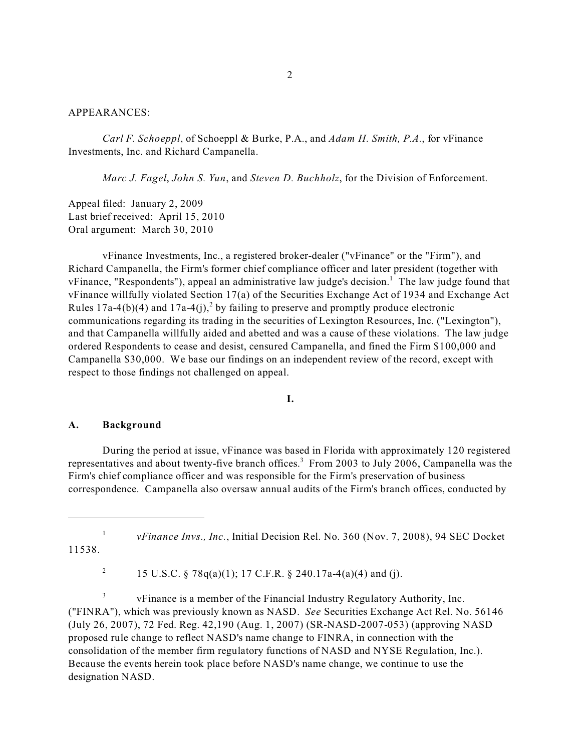APPEARANCES:

*Carl F. Schoeppl*, of Schoeppl & Burke, P.A., and *Adam H. Smith, P.A.*, for vFinance Investments, Inc. and Richard Campanella.

*Marc J. Fagel*, *John S. Yun*, and *Steven D. Buchholz*, for the Division of Enforcement.

Appeal filed: January 2, 2009
Last brief received: April 15, 2010
Oral argument: March 30, 2010

vFinance Investments, Inc., a registered broker-dealer ("vFinance" or the "Firm"), and Richard Campanella, the Firm's former chief compliance officer and later president (together with vFinance, "Respondents"), appeal an administrative law judge's decision.[1] The law judge found that vFinance willfully violated Section 17(a) of the Securities Exchange Act of 1934 and Exchange Act Rules 17a-4(b)(4) and 17a-4(j),[2] by failing to preserve and promptly produce electronic communications regarding its trading in the securities of Lexington Resources, Inc. ("Lexington"), and that Campanella willfully aided and abetted and was a cause of these violations. The law judge ordered Respondents to cease and desist, censured Campanella, and fined the Firm $100,000 and Campanella $30,000. We base our findings on an independent review of the record, except with respect to those findings not challenged on appeal.

## I.

### A. Background

During the period at issue, vFinance was based in Florida with approximately 120 registered representatives and about twenty-five branch offices.[3] From 2003 to July 2006, Campanella was the Firm's chief compliance officer and was responsible for the Firm's preservation of business correspondence. Campanella also oversaw annual audits of the Firm's branch offices, conducted by

---

[1] *vFinance Invs., Inc.*, Initial Decision Rel. No. 360 (Nov. 7, 2008), 94 SEC Docket 11538.

[2] 15 U.S.C. § 78q(a)(1); 17 C.F.R. § 240.17a-4(a)(4) and (j).

[3] vFinance is a member of the Financial Industry Regulatory Authority, Inc. ("FINRA"), which was previously known as NASD. *See* Securities Exchange Act Rel. No. 56146 (July 26, 2007), 72 Fed. Reg. 42,190 (Aug. 1, 2007) (SR-NASD-2007-053) (approving NASD proposed rule change to reflect NASD's name change to FINRA, in connection with the consolidation of the member firm regulatory functions of NASD and NYSE Regulation, Inc.). Because the events herein took place before NASD's name change, we continue to use the designation NASD.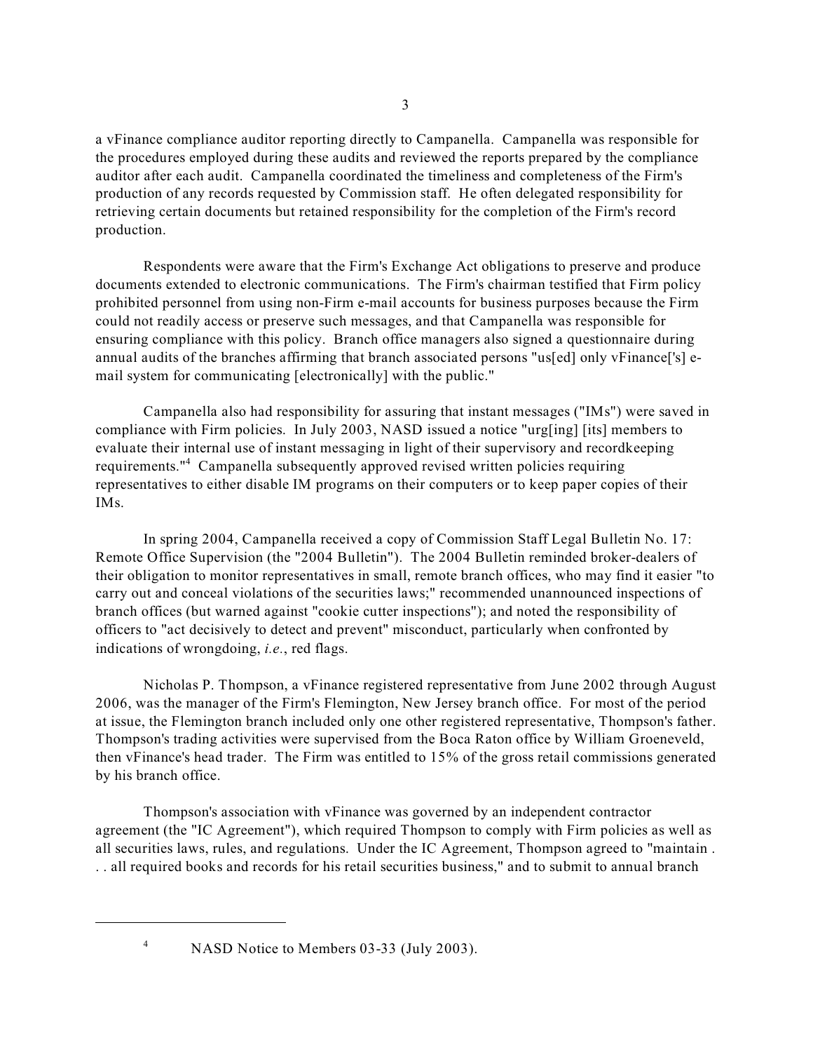a vFinance compliance auditor reporting directly to Campanella. Campanella was responsible for the procedures employed during these audits and reviewed the reports prepared by the compliance auditor after each audit. Campanella coordinated the timeliness and completeness of the Firm's production of any records requested by Commission staff. He often delegated responsibility for retrieving certain documents but retained responsibility for the completion of the Firm's record production.

Respondents were aware that the Firm's Exchange Act obligations to preserve and produce documents extended to electronic communications. The Firm's chairman testified that Firm policy prohibited personnel from using non-Firm e-mail accounts for business purposes because the Firm could not readily access or preserve such messages, and that Campanella was responsible for ensuring compliance with this policy. Branch office managers also signed a questionnaire during annual audits of the branches affirming that branch associated persons "us[ed] only vFinance['s] e-mail system for communicating [electronically] with the public."

Campanella also had responsibility for assuring that instant messages ("IMs") were saved in compliance with Firm policies. In July 2003, NASD issued a notice "urg[ing] [its] members to evaluate their internal use of instant messaging in light of their supervisory and recordkeeping requirements."[4] Campanella subsequently approved revised written policies requiring representatives to either disable IM programs on their computers or to keep paper copies of their IMs.

In spring 2004, Campanella received a copy of Commission Staff Legal Bulletin No. 17: Remote Office Supervision (the "2004 Bulletin"). The 2004 Bulletin reminded broker-dealers of their obligation to monitor representatives in small, remote branch offices, who may find it easier "to carry out and conceal violations of the securities laws;" recommended unannounced inspections of branch offices (but warned against "cookie cutter inspections"); and noted the responsibility of officers to "act decisively to detect and prevent" misconduct, particularly when confronted by indications of wrongdoing, *i.e.*, red flags.

Nicholas P. Thompson, a vFinance registered representative from June 2002 through August 2006, was the manager of the Firm's Flemington, New Jersey branch office. For most of the period at issue, the Flemington branch included only one other registered representative, Thompson's father. Thompson's trading activities were supervised from the Boca Raton office by William Groeneveld, then vFinance's head trader. The Firm was entitled to 15% of the gross retail commissions generated by his branch office.

Thompson's association with vFinance was governed by an independent contractor agreement (the "IC Agreement"), which required Thompson to comply with Firm policies as well as all securities laws, rules, and regulations. Under the IC Agreement, Thompson agreed to "maintain . . . all required books and records for his retail securities business," and to submit to annual branch

---

[4] NASD Notice to Members 03-33 (July 2003).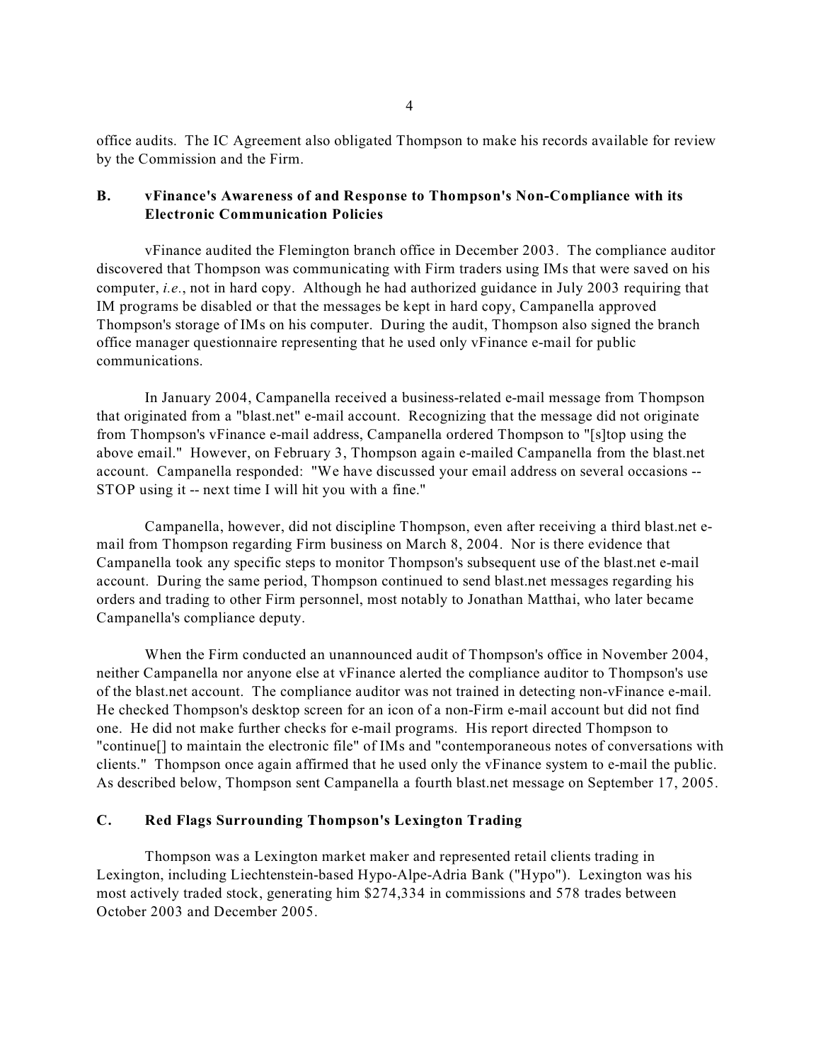office audits. The IC Agreement also obligated Thompson to make his records available for review by the Commission and the Firm.

### B. vFinance's Awareness of and Response to Thompson's Non-Compliance with its Electronic Communication Policies

vFinance audited the Flemington branch office in December 2003. The compliance auditor discovered that Thompson was communicating with Firm traders using IMs that were saved on his computer, *i.e.*, not in hard copy. Although he had authorized guidance in July 2003 requiring that IM programs be disabled or that the messages be kept in hard copy, Campanella approved Thompson's storage of IMs on his computer. During the audit, Thompson also signed the branch office manager questionnaire representing that he used only vFinance e-mail for public communications.

In January 2004, Campanella received a business-related e-mail message from Thompson that originated from a "blast.net" e-mail account. Recognizing that the message did not originate from Thompson's vFinance e-mail address, Campanella ordered Thompson to "[s]top using the above email." However, on February 3, Thompson again e-mailed Campanella from the blast.net account. Campanella responded: "We have discussed your email address on several occasions -- STOP using it -- next time I will hit you with a fine."

Campanella, however, did not discipline Thompson, even after receiving a third blast.net e-mail from Thompson regarding Firm business on March 8, 2004. Nor is there evidence that Campanella took any specific steps to monitor Thompson's subsequent use of the blast.net e-mail account. During the same period, Thompson continued to send blast.net messages regarding his orders and trading to other Firm personnel, most notably to Jonathan Matthai, who later became Campanella's compliance deputy.

When the Firm conducted an unannounced audit of Thompson's office in November 2004, neither Campanella nor anyone else at vFinance alerted the compliance auditor to Thompson's use of the blast.net account. The compliance auditor was not trained in detecting non-vFinance e-mail. He checked Thompson's desktop screen for an icon of a non-Firm e-mail account but did not find one. He did not make further checks for e-mail programs. His report directed Thompson to "continue[] to maintain the electronic file" of IMs and "contemporaneous notes of conversations with clients." Thompson once again affirmed that he used only the vFinance system to e-mail the public. As described below, Thompson sent Campanella a fourth blast.net message on September 17, 2005.

### C. Red Flags Surrounding Thompson's Lexington Trading

Thompson was a Lexington market maker and represented retail clients trading in Lexington, including Liechtenstein-based Hypo-Alpe-Adria Bank ("Hypo"). Lexington was his most actively traded stock, generating him $274,334 in commissions and 578 trades between October 2003 and December 2005.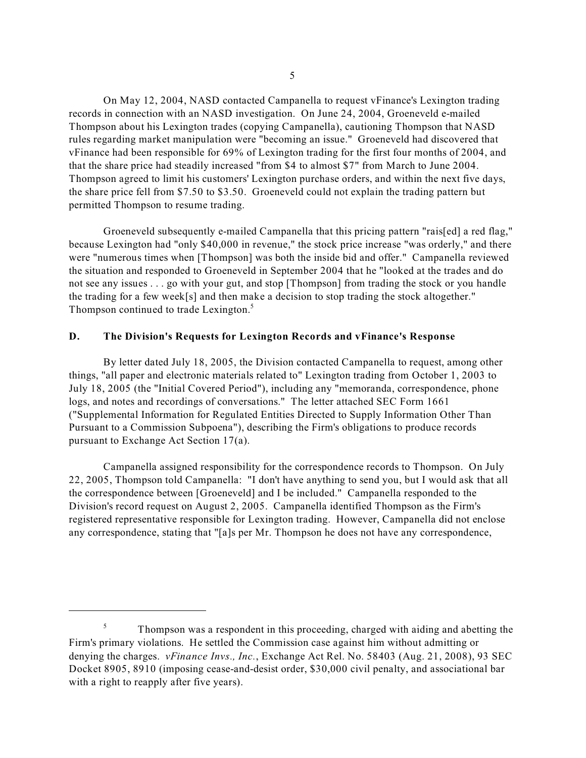On May 12, 2004, NASD contacted Campanella to request vFinance's Lexington trading records in connection with an NASD investigation. On June 24, 2004, Groeneveld e-mailed Thompson about his Lexington trades (copying Campanella), cautioning Thompson that NASD rules regarding market manipulation were "becoming an issue." Groeneveld had discovered that vFinance had been responsible for 69% of Lexington trading for the first four months of 2004, and that the share price had steadily increased "from $4 to almost $7" from March to June 2004. Thompson agreed to limit his customers' Lexington purchase orders, and within the next five days, the share price fell from $7.50 to $3.50. Groeneveld could not explain the trading pattern but permitted Thompson to resume trading.

Groeneveld subsequently e-mailed Campanella that this pricing pattern "rais[ed] a red flag," because Lexington had "only $40,000 in revenue," the stock price increase "was orderly," and there were "numerous times when [Thompson] was both the inside bid and offer." Campanella reviewed the situation and responded to Groeneveld in September 2004 that he "looked at the trades and do not see any issues . . . go with your gut, and stop [Thompson] from trading the stock or you handle the trading for a few week[s] and then make a decision to stop trading the stock altogether." Thompson continued to trade Lexington.[5]

### D. The Division's Requests for Lexington Records and vFinance's Response

By letter dated July 18, 2005, the Division contacted Campanella to request, among other things, "all paper and electronic materials related to" Lexington trading from October 1, 2003 to July 18, 2005 (the "Initial Covered Period"), including any "memoranda, correspondence, phone logs, and notes and recordings of conversations." The letter attached SEC Form 1661 ("Supplemental Information for Regulated Entities Directed to Supply Information Other Than Pursuant to a Commission Subpoena"), describing the Firm's obligations to produce records pursuant to Exchange Act Section 17(a).

Campanella assigned responsibility for the correspondence records to Thompson. On July 22, 2005, Thompson told Campanella: "I don't have anything to send you, but I would ask that all the correspondence between [Groeneveld] and I be included." Campanella responded to the Division's record request on August 2, 2005. Campanella identified Thompson as the Firm's registered representative responsible for Lexington trading. However, Campanella did not enclose any correspondence, stating that "[a]s per Mr. Thompson he does not have any correspondence,

---

[5] Thompson was a respondent in this proceeding, charged with aiding and abetting the Firm's primary violations. He settled the Commission case against him without admitting or denying the charges. *vFinance Invs., Inc.*, Exchange Act Rel. No. 58403 (Aug. 21, 2008), 93 SEC Docket 8905, 8910 (imposing cease-and-desist order, $30,000 civil penalty, and associational bar with a right to reapply after five years).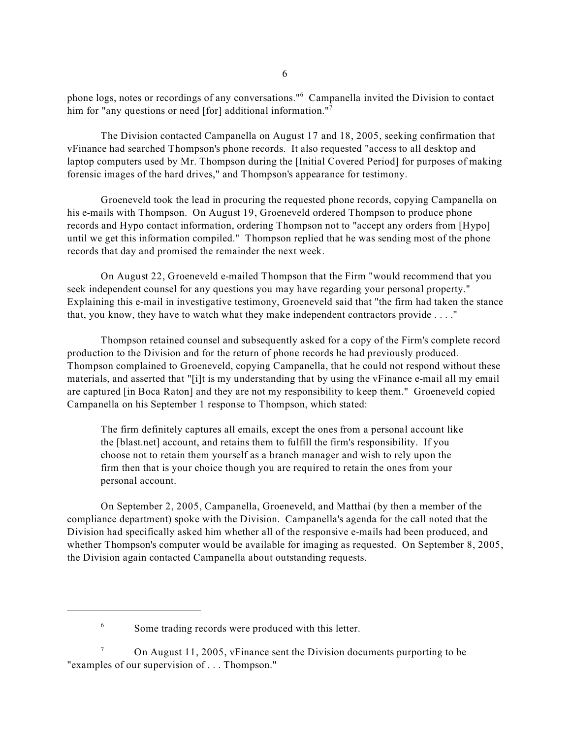phone logs, notes or recordings of any conversations."[6] Campanella invited the Division to contact him for "any questions or need [for] additional information."[7]

The Division contacted Campanella on August 17 and 18, 2005, seeking confirmation that vFinance had searched Thompson's phone records. It also requested "access to all desktop and laptop computers used by Mr. Thompson during the [Initial Covered Period] for purposes of making forensic images of the hard drives," and Thompson's appearance for testimony.

Groeneveld took the lead in procuring the requested phone records, copying Campanella on his e-mails with Thompson. On August 19, Groeneveld ordered Thompson to produce phone records and Hypo contact information, ordering Thompson not to "accept any orders from [Hypo] until we get this information compiled." Thompson replied that he was sending most of the phone records that day and promised the remainder the next week.

On August 22, Groeneveld e-mailed Thompson that the Firm "would recommend that you seek independent counsel for any questions you may have regarding your personal property." Explaining this e-mail in investigative testimony, Groeneveld said that "the firm had taken the stance that, you know, they have to watch what they make independent contractors provide . . . ."

Thompson retained counsel and subsequently asked for a copy of the Firm's complete record production to the Division and for the return of phone records he had previously produced. Thompson complained to Groeneveld, copying Campanella, that he could not respond without these materials, and asserted that "[i]t is my understanding that by using the vFinance e-mail all my email are captured [in Boca Raton] and they are not my responsibility to keep them." Groeneveld copied Campanella on his September 1 response to Thompson, which stated:

> The firm definitely captures all emails, except the ones from a personal account like the [blast.net] account, and retains them to fulfill the firm's responsibility. If you choose not to retain them yourself as a branch manager and wish to rely upon the firm then that is your choice though you are required to retain the ones from your personal account.

On September 2, 2005, Campanella, Groeneveld, and Matthai (by then a member of the compliance department) spoke with the Division. Campanella's agenda for the call noted that the Division had specifically asked him whether all of the responsive e-mails had been produced, and whether Thompson's computer would be available for imaging as requested. On September 8, 2005, the Division again contacted Campanella about outstanding requests.

---

[6] Some trading records were produced with this letter.

[7] On August 11, 2005, vFinance sent the Division documents purporting to be "examples of our supervision of . . . Thompson."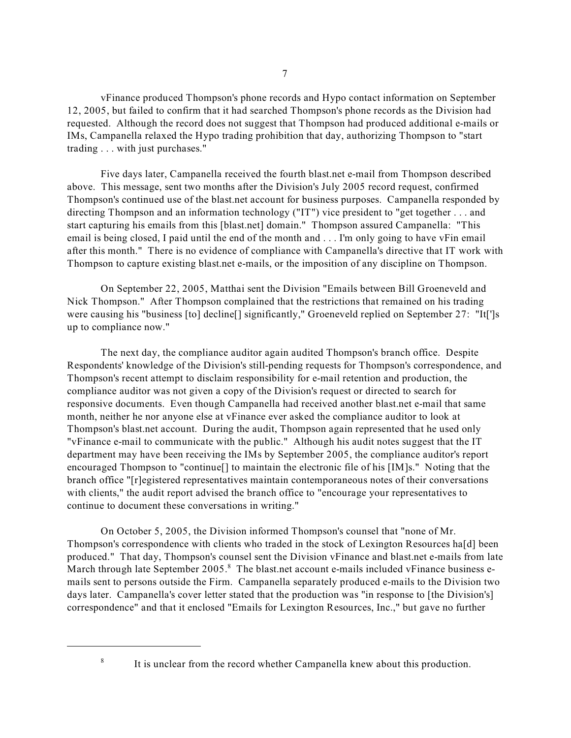vFinance produced Thompson's phone records and Hypo contact information on September 12, 2005, but failed to confirm that it had searched Thompson's phone records as the Division had requested. Although the record does not suggest that Thompson had produced additional e-mails or IMs, Campanella relaxed the Hypo trading prohibition that day, authorizing Thompson to "start trading . . . with just purchases."

Five days later, Campanella received the fourth blast.net e-mail from Thompson described above. This message, sent two months after the Division's July 2005 record request, confirmed Thompson's continued use of the blast.net account for business purposes. Campanella responded by directing Thompson and an information technology ("IT") vice president to "get together . . . and start capturing his emails from this [blast.net] domain." Thompson assured Campanella: "This email is being closed, I paid until the end of the month and . . . I'm only going to have vFin email after this month." There is no evidence of compliance with Campanella's directive that IT work with Thompson to capture existing blast.net e-mails, or the imposition of any discipline on Thompson.

On September 22, 2005, Matthai sent the Division "Emails between Bill Groeneveld and Nick Thompson." After Thompson complained that the restrictions that remained on his trading were causing his "business [to] decline[] significantly," Groeneveld replied on September 27: "It[']s up to compliance now."

The next day, the compliance auditor again audited Thompson's branch office. Despite Respondents' knowledge of the Division's still-pending requests for Thompson's correspondence, and Thompson's recent attempt to disclaim responsibility for e-mail retention and production, the compliance auditor was not given a copy of the Division's request or directed to search for responsive documents. Even though Campanella had received another blast.net e-mail that same month, neither he nor anyone else at vFinance ever asked the compliance auditor to look at Thompson's blast.net account. During the audit, Thompson again represented that he used only "vFinance e-mail to communicate with the public." Although his audit notes suggest that the IT department may have been receiving the IMs by September 2005, the compliance auditor's report encouraged Thompson to "continue[] to maintain the electronic file of his [IM]s." Noting that the branch office "[r]egistered representatives maintain contemporaneous notes of their conversations with clients," the audit report advised the branch office to "encourage your representatives to continue to document these conversations in writing."

On October 5, 2005, the Division informed Thompson's counsel that "none of Mr. Thompson's correspondence with clients who traded in the stock of Lexington Resources ha[d] been produced." That day, Thompson's counsel sent the Division vFinance and blast.net e-mails from late March through late September 2005.[8] The blast.net account e-mails included vFinance business e-mails sent to persons outside the Firm. Campanella separately produced e-mails to the Division two days later. Campanella's cover letter stated that the production was "in response to [the Division's] correspondence" and that it enclosed "Emails for Lexington Resources, Inc.," but gave no further

[8] It is unclear from the record whether Campanella knew about this production.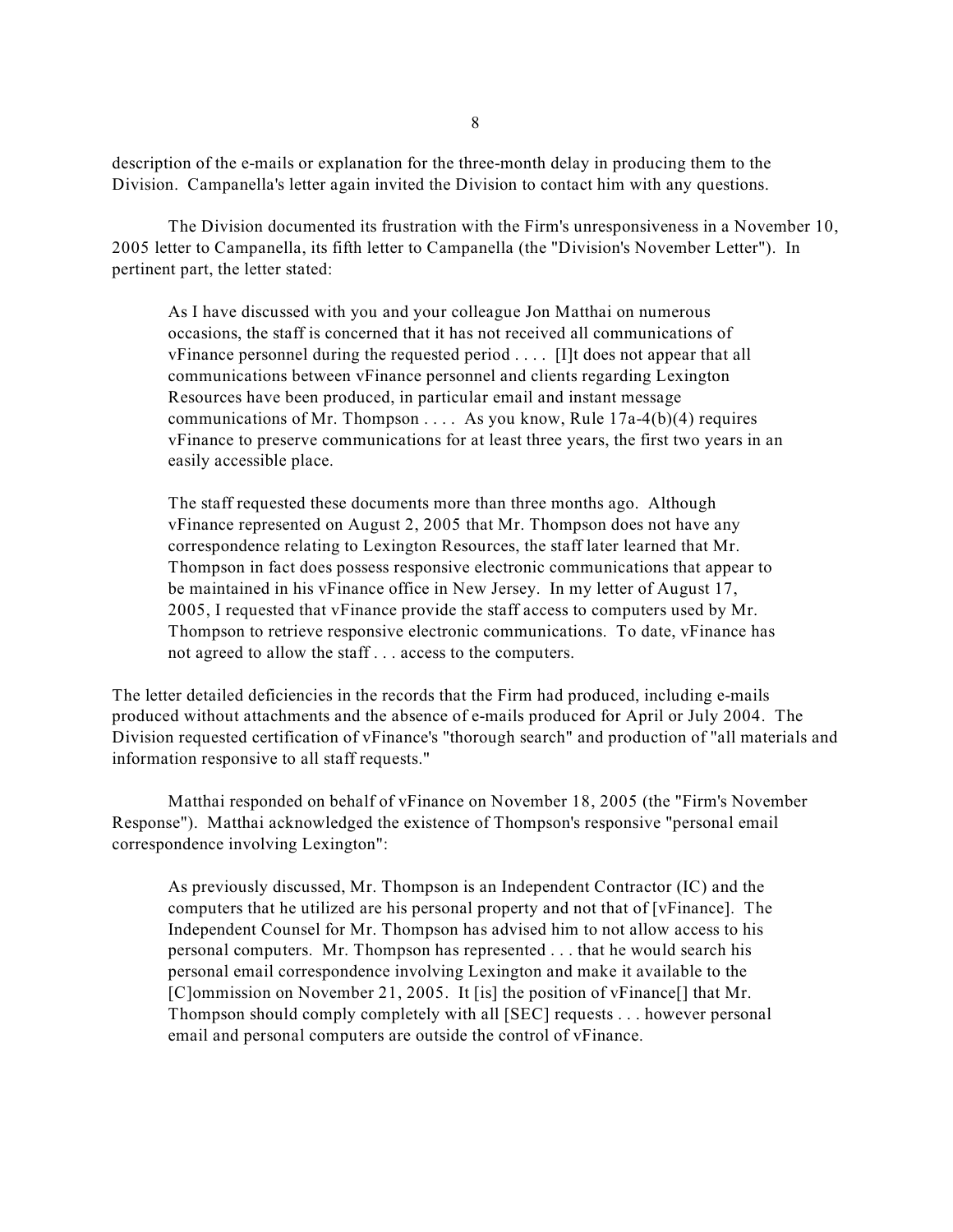description of the e-mails or explanation for the three-month delay in producing them to the Division. Campanella's letter again invited the Division to contact him with any questions.

The Division documented its frustration with the Firm's unresponsiveness in a November 10, 2005 letter to Campanella, its fifth letter to Campanella (the "Division's November Letter"). In pertinent part, the letter stated:

> As I have discussed with you and your colleague Jon Matthai on numerous occasions, the staff is concerned that it has not received all communications of vFinance personnel during the requested period . . . . [I]t does not appear that all communications between vFinance personnel and clients regarding Lexington Resources have been produced, in particular email and instant message communications of Mr. Thompson . . . . As you know, Rule 17a-4(b)(4) requires vFinance to preserve communications for at least three years, the first two years in an easily accessible place.
>
> The staff requested these documents more than three months ago. Although vFinance represented on August 2, 2005 that Mr. Thompson does not have any correspondence relating to Lexington Resources, the staff later learned that Mr. Thompson in fact does possess responsive electronic communications that appear to be maintained in his vFinance office in New Jersey. In my letter of August 17, 2005, I requested that vFinance provide the staff access to computers used by Mr. Thompson to retrieve responsive electronic communications. To date, vFinance has not agreed to allow the staff . . . access to the computers.

The letter detailed deficiencies in the records that the Firm had produced, including e-mails produced without attachments and the absence of e-mails produced for April or July 2004. The Division requested certification of vFinance's "thorough search" and production of "all materials and information responsive to all staff requests."

Matthai responded on behalf of vFinance on November 18, 2005 (the "Firm's November Response"). Matthai acknowledged the existence of Thompson's responsive "personal email correspondence involving Lexington":

> As previously discussed, Mr. Thompson is an Independent Contractor (IC) and the computers that he utilized are his personal property and not that of [vFinance]. The Independent Counsel for Mr. Thompson has advised him to not allow access to his personal computers. Mr. Thompson has represented . . . that he would search his personal email correspondence involving Lexington and make it available to the [C]ommission on November 21, 2005. It [is] the position of vFinance[] that Mr. Thompson should comply completely with all [SEC] requests . . . however personal email and personal computers are outside the control of vFinance.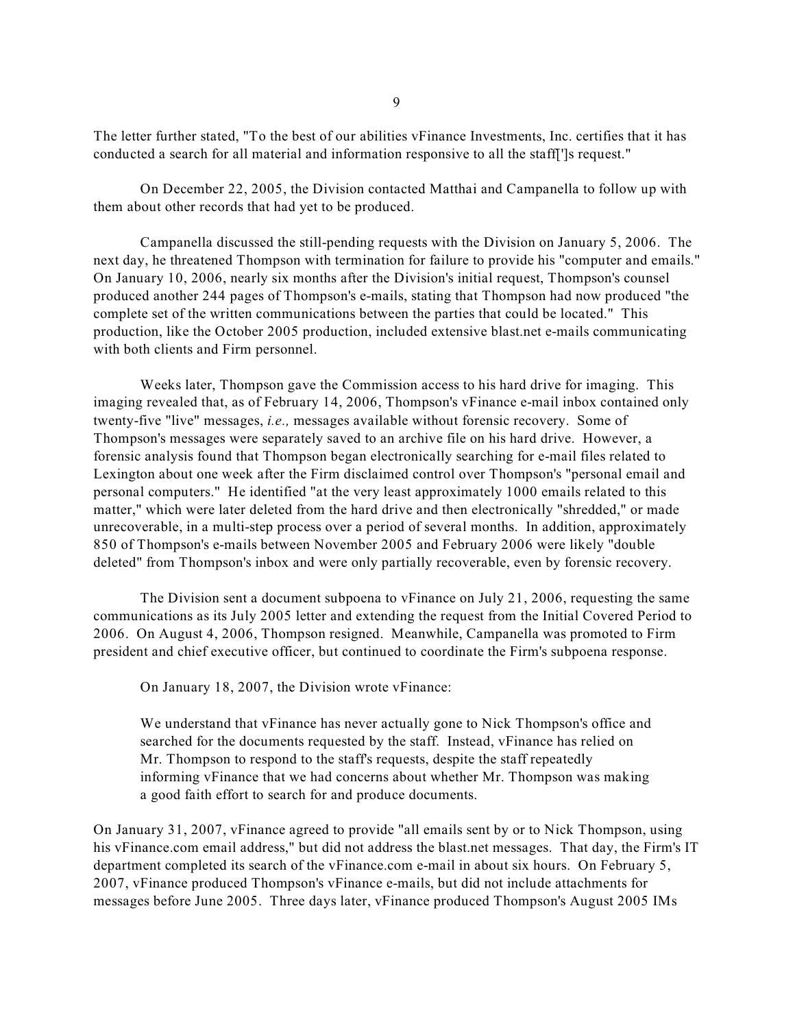The letter further stated, "To the best of our abilities vFinance Investments, Inc. certifies that it has conducted a search for all material and information responsive to all the staff[']s request."

On December 22, 2005, the Division contacted Matthai and Campanella to follow up with them about other records that had yet to be produced.

Campanella discussed the still-pending requests with the Division on January 5, 2006. The next day, he threatened Thompson with termination for failure to provide his "computer and emails." On January 10, 2006, nearly six months after the Division's initial request, Thompson's counsel produced another 244 pages of Thompson's e-mails, stating that Thompson had now produced "the complete set of the written communications between the parties that could be located." This production, like the October 2005 production, included extensive blast.net e-mails communicating with both clients and Firm personnel.

Weeks later, Thompson gave the Commission access to his hard drive for imaging. This imaging revealed that, as of February 14, 2006, Thompson's vFinance e-mail inbox contained only twenty-five "live" messages, *i.e.,* messages available without forensic recovery. Some of Thompson's messages were separately saved to an archive file on his hard drive. However, a forensic analysis found that Thompson began electronically searching for e-mail files related to Lexington about one week after the Firm disclaimed control over Thompson's "personal email and personal computers." He identified "at the very least approximately 1000 emails related to this matter," which were later deleted from the hard drive and then electronically "shredded," or made unrecoverable, in a multi-step process over a period of several months. In addition, approximately 850 of Thompson's e-mails between November 2005 and February 2006 were likely "double deleted" from Thompson's inbox and were only partially recoverable, even by forensic recovery.

The Division sent a document subpoena to vFinance on July 21, 2006, requesting the same communications as its July 2005 letter and extending the request from the Initial Covered Period to 2006. On August 4, 2006, Thompson resigned. Meanwhile, Campanella was promoted to Firm president and chief executive officer, but continued to coordinate the Firm's subpoena response.

On January 18, 2007, the Division wrote vFinance:

> We understand that vFinance has never actually gone to Nick Thompson's office and searched for the documents requested by the staff. Instead, vFinance has relied on Mr. Thompson to respond to the staff's requests, despite the staff repeatedly informing vFinance that we had concerns about whether Mr. Thompson was making a good faith effort to search for and produce documents.

On January 31, 2007, vFinance agreed to provide "all emails sent by or to Nick Thompson, using his vFinance.com email address," but did not address the blast.net messages. That day, the Firm's IT department completed its search of the vFinance.com e-mail in about six hours. On February 5, 2007, vFinance produced Thompson's vFinance e-mails, but did not include attachments for messages before June 2005. Three days later, vFinance produced Thompson's August 2005 IMs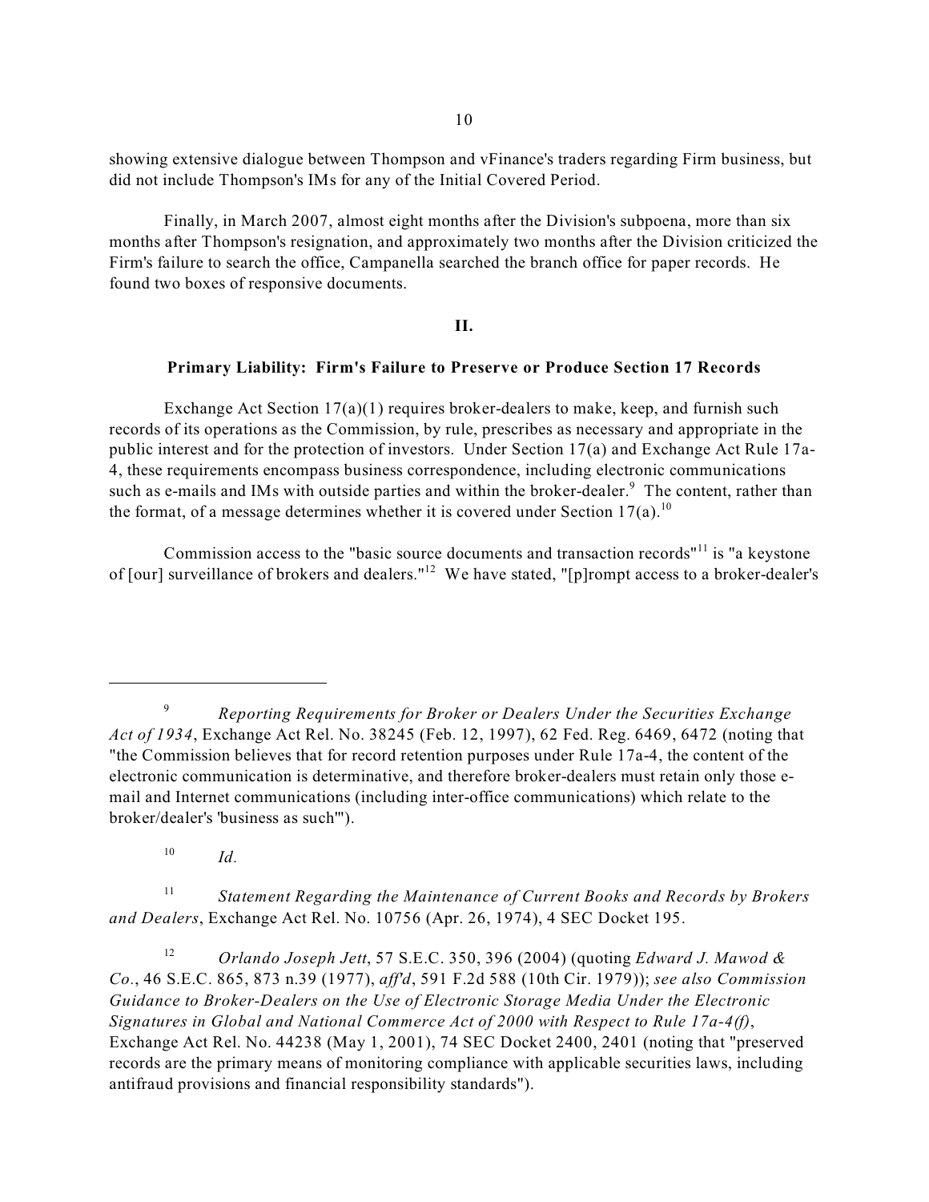showing extensive dialogue between Thompson and vFinance's traders regarding Firm business, but did not include Thompson's IMs for any of the Initial Covered Period.

Finally, in March 2007, almost eight months after the Division's subpoena, more than six months after Thompson's resignation, and approximately two months after the Division criticized the Firm's failure to search the office, Campanella searched the branch office for paper records. He found two boxes of responsive documents.

## II.

### Primary Liability: Firm's Failure to Preserve or Produce Section 17 Records

Exchange Act Section 17(a)(1) requires broker-dealers to make, keep, and furnish such records of its operations as the Commission, by rule, prescribes as necessary and appropriate in the public interest and for the protection of investors. Under Section 17(a) and Exchange Act Rule 17a-4, these requirements encompass business correspondence, including electronic communications such as e-mails and IMs with outside parties and within the broker-dealer.[9] The content, rather than the format, of a message determines whether it is covered under Section 17(a).[10]

Commission access to the "basic source documents and transaction records"[11] is "a keystone of [our] surveillance of brokers and dealers."[12] We have stated, "[p]rompt access to a broker-dealer's

---

[9] *Reporting Requirements for Broker or Dealers Under the Securities Exchange Act of 1934*, Exchange Act Rel. No. 38245 (Feb. 12, 1997), 62 Fed. Reg. 6469, 6472 (noting that "the Commission believes that for record retention purposes under Rule 17a-4, the content of the electronic communication is determinative, and therefore broker-dealers must retain only those e-mail and Internet communications (including inter-office communications) which relate to the broker/dealer's 'business as such'").

[10] *Id.*

[11] *Statement Regarding the Maintenance of Current Books and Records by Brokers and Dealers*, Exchange Act Rel. No. 10756 (Apr. 26, 1974), 4 SEC Docket 195.

[12] *Orlando Joseph Jett*, 57 S.E.C. 350, 396 (2004) (quoting *Edward J. Mawod & Co.*, 46 S.E.C. 865, 873 n.39 (1977), *aff'd*, 591 F.2d 588 (10th Cir. 1979)); *see also Commission Guidance to Broker-Dealers on the Use of Electronic Storage Media Under the Electronic Signatures in Global and National Commerce Act of 2000 with Respect to Rule 17a-4(f)*, Exchange Act Rel. No. 44238 (May 1, 2001), 74 SEC Docket 2400, 2401 (noting that "preserved records are the primary means of monitoring compliance with applicable securities laws, including antifraud provisions and financial responsibility standards").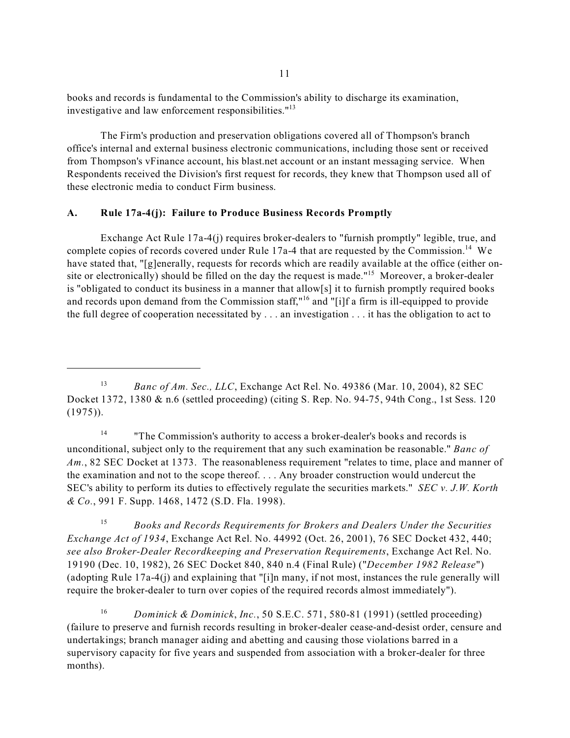books and records is fundamental to the Commission's ability to discharge its examination, investigative and law enforcement responsibilities."[13]

The Firm's production and preservation obligations covered all of Thompson's branch office's internal and external business electronic communications, including those sent or received from Thompson's vFinance account, his blast.net account or an instant messaging service. When Respondents received the Division's first request for records, they knew that Thompson used all of these electronic media to conduct Firm business.

### A. Rule 17a-4(j): Failure to Produce Business Records Promptly

Exchange Act Rule 17a-4(j) requires broker-dealers to "furnish promptly" legible, true, and complete copies of records covered under Rule 17a-4 that are requested by the Commission.[14] We have stated that, "[g]enerally, requests for records which are readily available at the office (either on-site or electronically) should be filled on the day the request is made."[15] Moreover, a broker-dealer is "obligated to conduct its business in a manner that allow[s] it to furnish promptly required books and records upon demand from the Commission staff,"[16] and "[i]f a firm is ill-equipped to provide the full degree of cooperation necessitated by . . . an investigation . . . it has the obligation to act to

---

[13] *Banc of Am. Sec., LLC*, Exchange Act Rel. No. 49386 (Mar. 10, 2004), 82 SEC Docket 1372, 1380 & n.6 (settled proceeding) (citing S. Rep. No. 94-75, 94th Cong., 1st Sess. 120 (1975)).

[14] "The Commission's authority to access a broker-dealer's books and records is unconditional, subject only to the requirement that any such examination be reasonable." *Banc of Am.*, 82 SEC Docket at 1373. The reasonableness requirement "relates to time, place and manner of the examination and not to the scope thereof. . . . Any broader construction would undercut the SEC's ability to perform its duties to effectively regulate the securities markets." *SEC v. J.W. Korth & Co.*, 991 F. Supp. 1468, 1472 (S.D. Fla. 1998).

[15] *Books and Records Requirements for Brokers and Dealers Under the Securities Exchange Act of 1934*, Exchange Act Rel. No. 44992 (Oct. 26, 2001), 76 SEC Docket 432, 440; *see also Broker-Dealer Recordkeeping and Preservation Requirements*, Exchange Act Rel. No. 19190 (Dec. 10, 1982), 26 SEC Docket 840, 840 n.4 (Final Rule) ("*December 1982 Release*") (adopting Rule 17a-4(j) and explaining that "[i]n many, if not most, instances the rule generally will require the broker-dealer to turn over copies of the required records almost immediately").

[16] *Dominick & Dominick*, *Inc.*, 50 S.E.C. 571, 580-81 (1991) (settled proceeding) (failure to preserve and furnish records resulting in broker-dealer cease-and-desist order, censure and undertakings; branch manager aiding and abetting and causing those violations barred in a supervisory capacity for five years and suspended from association with a broker-dealer for three months).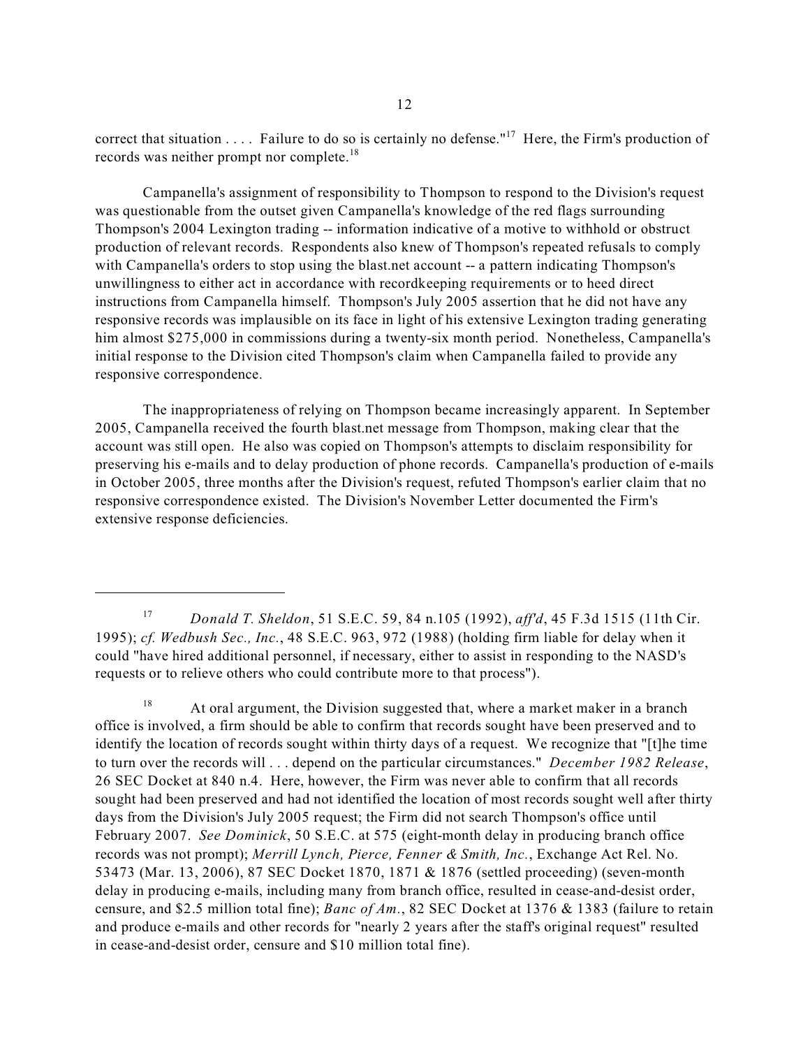correct that situation . . . . Failure to do so is certainly no defense."[17] Here, the Firm's production of records was neither prompt nor complete.[18]

Campanella's assignment of responsibility to Thompson to respond to the Division's request was questionable from the outset given Campanella's knowledge of the red flags surrounding Thompson's 2004 Lexington trading -- information indicative of a motive to withhold or obstruct production of relevant records. Respondents also knew of Thompson's repeated refusals to comply with Campanella's orders to stop using the blast.net account -- a pattern indicating Thompson's unwillingness to either act in accordance with recordkeeping requirements or to heed direct instructions from Campanella himself. Thompson's July 2005 assertion that he did not have any responsive records was implausible on its face in light of his extensive Lexington trading generating him almost $275,000 in commissions during a twenty-six month period. Nonetheless, Campanella's initial response to the Division cited Thompson's claim when Campanella failed to provide any responsive correspondence.

The inappropriateness of relying on Thompson became increasingly apparent. In September 2005, Campanella received the fourth blast.net message from Thompson, making clear that the account was still open. He also was copied on Thompson's attempts to disclaim responsibility for preserving his e-mails and to delay production of phone records. Campanella's production of e-mails in October 2005, three months after the Division's request, refuted Thompson's earlier claim that no responsive correspondence existed. The Division's November Letter documented the Firm's extensive response deficiencies.

---

[17] *Donald T. Sheldon*, 51 S.E.C. 59, 84 n.105 (1992), *aff'd*, 45 F.3d 1515 (11th Cir. 1995); *cf. Wedbush Sec., Inc.*, 48 S.E.C. 963, 972 (1988) (holding firm liable for delay when it could "have hired additional personnel, if necessary, either to assist in responding to the NASD's requests or to relieve others who could contribute more to that process").

[18] At oral argument, the Division suggested that, where a market maker in a branch office is involved, a firm should be able to confirm that records sought have been preserved and to identify the location of records sought within thirty days of a request. We recognize that "[t]he time to turn over the records will . . . depend on the particular circumstances." *December 1982 Release*, 26 SEC Docket at 840 n.4. Here, however, the Firm was never able to confirm that all records sought had been preserved and had not identified the location of most records sought well after thirty days from the Division's July 2005 request; the Firm did not search Thompson's office until February 2007. *See Dominick*, 50 S.E.C. at 575 (eight-month delay in producing branch office records was not prompt); *Merrill Lynch, Pierce, Fenner & Smith, Inc.*, Exchange Act Rel. No. 53473 (Mar. 13, 2006), 87 SEC Docket 1870, 1871 & 1876 (settled proceeding) (seven-month delay in producing e-mails, including many from branch office, resulted in cease-and-desist order, censure, and $2.5 million total fine); *Banc of Am.*, 82 SEC Docket at 1376 & 1383 (failure to retain and produce e-mails and other records for "nearly 2 years after the staff's original request" resulted in cease-and-desist order, censure and $10 million total fine).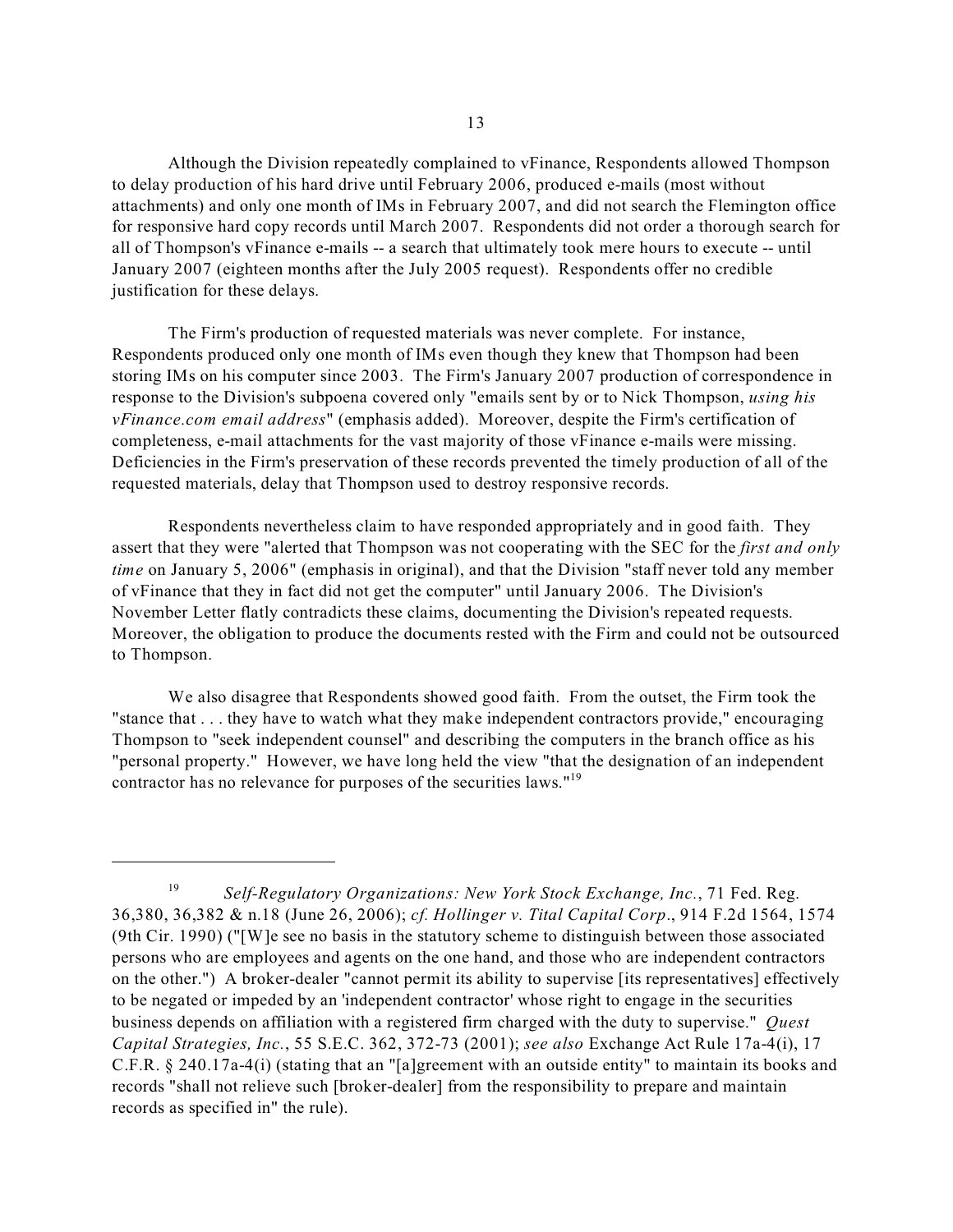Although the Division repeatedly complained to vFinance, Respondents allowed Thompson to delay production of his hard drive until February 2006, produced e-mails (most without attachments) and only one month of IMs in February 2007, and did not search the Flemington office for responsive hard copy records until March 2007. Respondents did not order a thorough search for all of Thompson's vFinance e-mails -- a search that ultimately took mere hours to execute -- until January 2007 (eighteen months after the July 2005 request). Respondents offer no credible justification for these delays.

The Firm's production of requested materials was never complete. For instance, Respondents produced only one month of IMs even though they knew that Thompson had been storing IMs on his computer since 2003. The Firm's January 2007 production of correspondence in response to the Division's subpoena covered only "emails sent by or to Nick Thompson, *using his vFinance.com email address*" (emphasis added). Moreover, despite the Firm's certification of completeness, e-mail attachments for the vast majority of those vFinance e-mails were missing. Deficiencies in the Firm's preservation of these records prevented the timely production of all of the requested materials, delay that Thompson used to destroy responsive records.

Respondents nevertheless claim to have responded appropriately and in good faith. They assert that they were "alerted that Thompson was not cooperating with the SEC for the *first and only time* on January 5, 2006" (emphasis in original), and that the Division "staff never told any member of vFinance that they in fact did not get the computer" until January 2006. The Division's November Letter flatly contradicts these claims, documenting the Division's repeated requests. Moreover, the obligation to produce the documents rested with the Firm and could not be outsourced to Thompson.

We also disagree that Respondents showed good faith. From the outset, the Firm took the "stance that . . . they have to watch what they make independent contractors provide," encouraging Thompson to "seek independent counsel" and describing the computers in the branch office as his "personal property." However, we have long held the view "that the designation of an independent contractor has no relevance for purposes of the securities laws."[19]

---

[19] *Self-Regulatory Organizations: New York Stock Exchange, Inc.*, 71 Fed. Reg. 36,380, 36,382 & n.18 (June 26, 2006); *cf. Hollinger v. Tital Capital Corp*., 914 F.2d 1564, 1574 (9th Cir. 1990) ("[W]e see no basis in the statutory scheme to distinguish between those associated persons who are employees and agents on the one hand, and those who are independent contractors on the other.") A broker-dealer "cannot permit its ability to supervise [its representatives] effectively to be negated or impeded by an 'independent contractor' whose right to engage in the securities business depends on affiliation with a registered firm charged with the duty to supervise." *Quest Capital Strategies, Inc.*, 55 S.E.C. 362, 372-73 (2001); *see also* Exchange Act Rule 17a-4(i), 17 C.F.R. § 240.17a-4(i) (stating that an "[a]greement with an outside entity" to maintain its books and records "shall not relieve such [broker-dealer] from the responsibility to prepare and maintain records as specified in" the rule).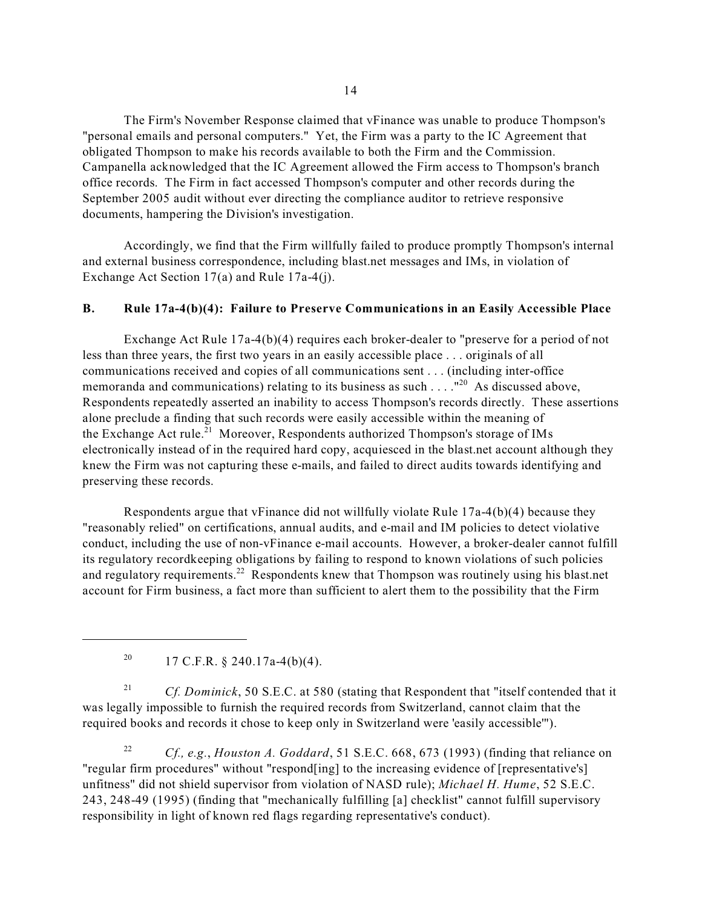The Firm's November Response claimed that vFinance was unable to produce Thompson's "personal emails and personal computers." Yet, the Firm was a party to the IC Agreement that obligated Thompson to make his records available to both the Firm and the Commission. Campanella acknowledged that the IC Agreement allowed the Firm access to Thompson's branch office records. The Firm in fact accessed Thompson's computer and other records during the September 2005 audit without ever directing the compliance auditor to retrieve responsive documents, hampering the Division's investigation.

Accordingly, we find that the Firm willfully failed to produce promptly Thompson's internal and external business correspondence, including blast.net messages and IMs, in violation of Exchange Act Section 17(a) and Rule 17a-4(j).

## B. Rule 17a-4(b)(4): Failure to Preserve Communications in an Easily Accessible Place

Exchange Act Rule 17a-4(b)(4) requires each broker-dealer to "preserve for a period of not less than three years, the first two years in an easily accessible place . . . originals of all communications received and copies of all communications sent . . . (including inter-office memoranda and communications) relating to its business as such . . . ."[20] As discussed above, Respondents repeatedly asserted an inability to access Thompson's records directly. These assertions alone preclude a finding that such records were easily accessible within the meaning of the Exchange Act rule.[21] Moreover, Respondents authorized Thompson's storage of IMs electronically instead of in the required hard copy, acquiesced in the blast.net account although they knew the Firm was not capturing these e-mails, and failed to direct audits towards identifying and preserving these records.

Respondents argue that vFinance did not willfully violate Rule 17a-4(b)(4) because they "reasonably relied" on certifications, annual audits, and e-mail and IM policies to detect violative conduct, including the use of non-vFinance e-mail accounts. However, a broker-dealer cannot fulfill its regulatory recordkeeping obligations by failing to respond to known violations of such policies and regulatory requirements.[22] Respondents knew that Thompson was routinely using his blast.net account for Firm business, a fact more than sufficient to alert them to the possibility that the Firm

---

[20] 17 C.F.R. § 240.17a-4(b)(4).

[21] *Cf. Dominick*, 50 S.E.C. at 580 (stating that Respondent that "itself contended that it was legally impossible to furnish the required records from Switzerland, cannot claim that the required books and records it chose to keep only in Switzerland were 'easily accessible'").

[22] *Cf., e.g.*, *Houston A. Goddard*, 51 S.E.C. 668, 673 (1993) (finding that reliance on "regular firm procedures" without "respond[ing] to the increasing evidence of [representative's] unfitness" did not shield supervisor from violation of NASD rule); *Michael H. Hume*, 52 S.E.C. 243, 248-49 (1995) (finding that "mechanically fulfilling [a] checklist" cannot fulfill supervisory responsibility in light of known red flags regarding representative's conduct).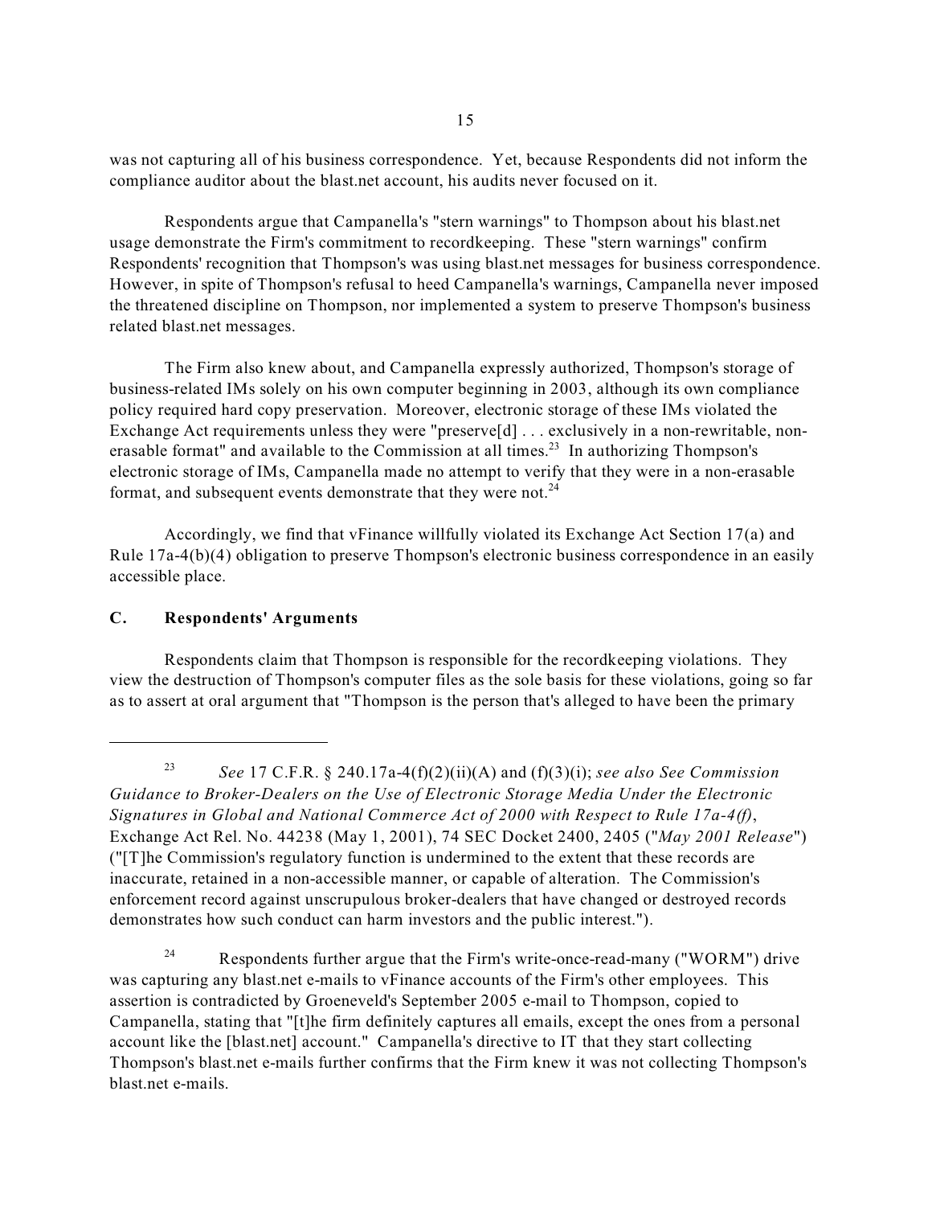was not capturing all of his business correspondence. Yet, because Respondents did not inform the compliance auditor about the blast.net account, his audits never focused on it.

Respondents argue that Campanella's "stern warnings" to Thompson about his blast.net usage demonstrate the Firm's commitment to recordkeeping. These "stern warnings" confirm Respondents' recognition that Thompson's was using blast.net messages for business correspondence. However, in spite of Thompson's refusal to heed Campanella's warnings, Campanella never imposed the threatened discipline on Thompson, nor implemented a system to preserve Thompson's business related blast.net messages.

The Firm also knew about, and Campanella expressly authorized, Thompson's storage of business-related IMs solely on his own computer beginning in 2003, although its own compliance policy required hard copy preservation. Moreover, electronic storage of these IMs violated the Exchange Act requirements unless they were "preserve[d] . . . exclusively in a non-rewritable, non-erasable format" and available to the Commission at all times.[23] In authorizing Thompson's electronic storage of IMs, Campanella made no attempt to verify that they were in a non-erasable format, and subsequent events demonstrate that they were not.[24]

Accordingly, we find that vFinance willfully violated its Exchange Act Section 17(a) and Rule 17a-4(b)(4) obligation to preserve Thompson's electronic business correspondence in an easily accessible place.

### C. Respondents' Arguments

Respondents claim that Thompson is responsible for the recordkeeping violations. They view the destruction of Thompson's computer files as the sole basis for these violations, going so far as to assert at oral argument that "Thompson is the person that's alleged to have been the primary

---

[23] *See* 17 C.F.R. § 240.17a-4(f)(2)(ii)(A) and (f)(3)(i); *see also See Commission Guidance to Broker-Dealers on the Use of Electronic Storage Media Under the Electronic Signatures in Global and National Commerce Act of 2000 with Respect to Rule 17a-4(f)*, Exchange Act Rel. No. 44238 (May 1, 2001), 74 SEC Docket 2400, 2405 ("*May 2001 Release*") ("[T]he Commission's regulatory function is undermined to the extent that these records are inaccurate, retained in a non-accessible manner, or capable of alteration. The Commission's enforcement record against unscrupulous broker-dealers that have changed or destroyed records demonstrates how such conduct can harm investors and the public interest.").

[24] Respondents further argue that the Firm's write-once-read-many ("WORM") drive was capturing any blast.net e-mails to vFinance accounts of the Firm's other employees. This assertion is contradicted by Groeneveld's September 2005 e-mail to Thompson, copied to Campanella, stating that "[t]he firm definitely captures all emails, except the ones from a personal account like the [blast.net] account." Campanella's directive to IT that they start collecting Thompson's blast.net e-mails further confirms that the Firm knew it was not collecting Thompson's blast.net e-mails.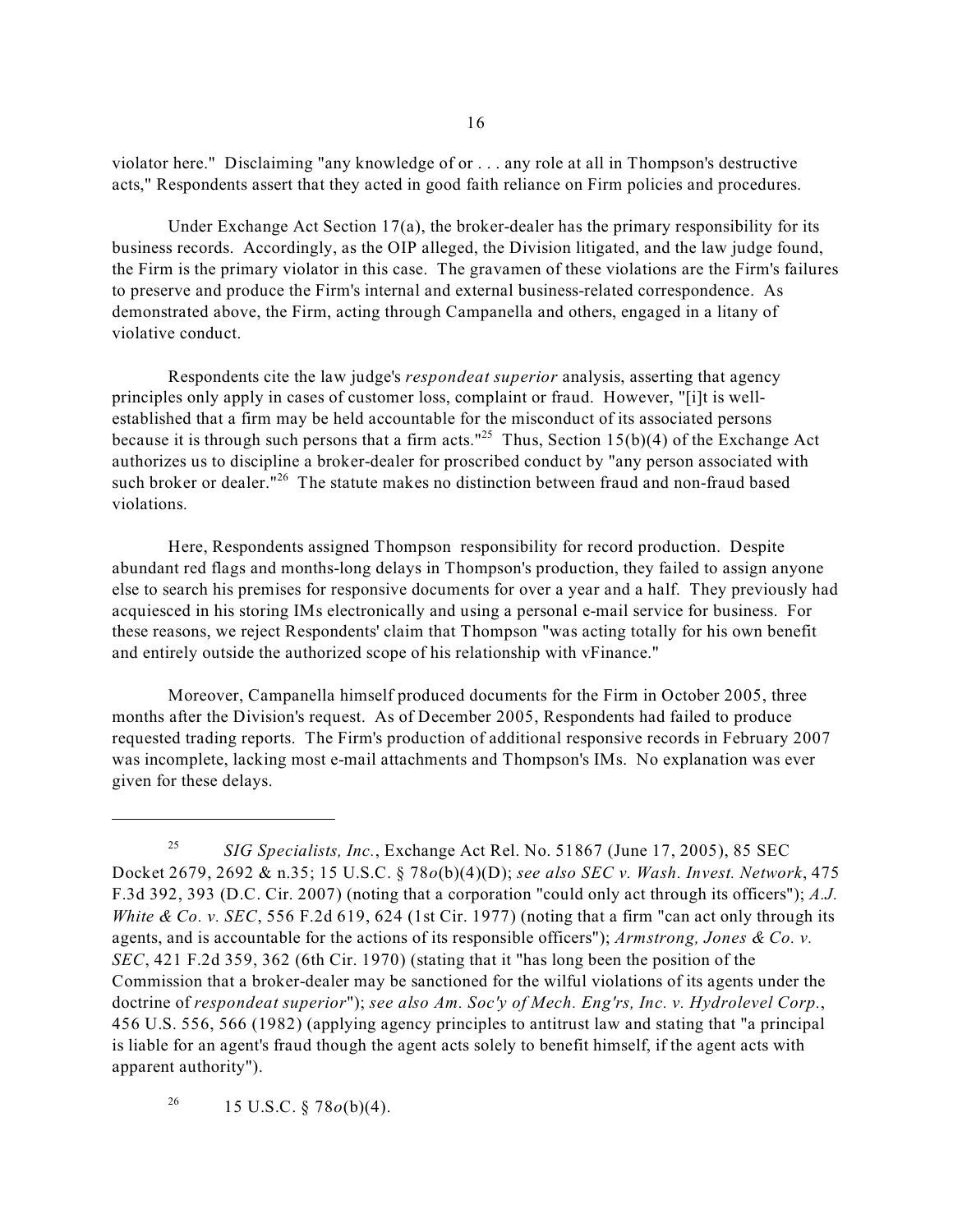violator here." Disclaiming "any knowledge of or . . . any role at all in Thompson's destructive acts," Respondents assert that they acted in good faith reliance on Firm policies and procedures.

Under Exchange Act Section 17(a), the broker-dealer has the primary responsibility for its business records. Accordingly, as the OIP alleged, the Division litigated, and the law judge found, the Firm is the primary violator in this case. The gravamen of these violations are the Firm's failures to preserve and produce the Firm's internal and external business-related correspondence. As demonstrated above, the Firm, acting through Campanella and others, engaged in a litany of violative conduct.

Respondents cite the law judge's *respondeat superior* analysis, asserting that agency principles only apply in cases of customer loss, complaint or fraud. However, "[i]t is well-established that a firm may be held accountable for the misconduct of its associated persons because it is through such persons that a firm acts."[25] Thus, Section 15(b)(4) of the Exchange Act authorizes us to discipline a broker-dealer for proscribed conduct by "any person associated with such broker or dealer."[26] The statute makes no distinction between fraud and non-fraud based violations.

Here, Respondents assigned Thompson responsibility for record production. Despite abundant red flags and months-long delays in Thompson's production, they failed to assign anyone else to search his premises for responsive documents for over a year and a half. They previously had acquiesced in his storing IMs electronically and using a personal e-mail service for business. For these reasons, we reject Respondents' claim that Thompson "was acting totally for his own benefit and entirely outside the authorized scope of his relationship with vFinance."

Moreover, Campanella himself produced documents for the Firm in October 2005, three months after the Division's request. As of December 2005, Respondents had failed to produce requested trading reports. The Firm's production of additional responsive records in February 2007 was incomplete, lacking most e-mail attachments and Thompson's IMs. No explanation was ever given for these delays.

---

[25] *SIG Specialists, Inc.*, Exchange Act Rel. No. 51867 (June 17, 2005), 85 SEC Docket 2679, 2692 & n.35; 15 U.S.C. § 78*o*(b)(4)(D); *see also SEC v. Wash. Invest. Network*, 475 F.3d 392, 393 (D.C. Cir. 2007) (noting that a corporation "could only act through its officers"); *A.J. White & Co. v. SEC*, 556 F.2d 619, 624 (1st Cir. 1977) (noting that a firm "can act only through its agents, and is accountable for the actions of its responsible officers"); *Armstrong, Jones & Co. v. SEC*, 421 F.2d 359, 362 (6th Cir. 1970) (stating that it "has long been the position of the Commission that a broker-dealer may be sanctioned for the wilful violations of its agents under the doctrine of *respondeat superior*"); *see also Am. Soc'y of Mech. Eng'rs, Inc. v. Hydrolevel Corp.*, 456 U.S. 556, 566 (1982) (applying agency principles to antitrust law and stating that "a principal is liable for an agent's fraud though the agent acts solely to benefit himself, if the agent acts with apparent authority").

[26] 15 U.S.C. § 78*o*(b)(4).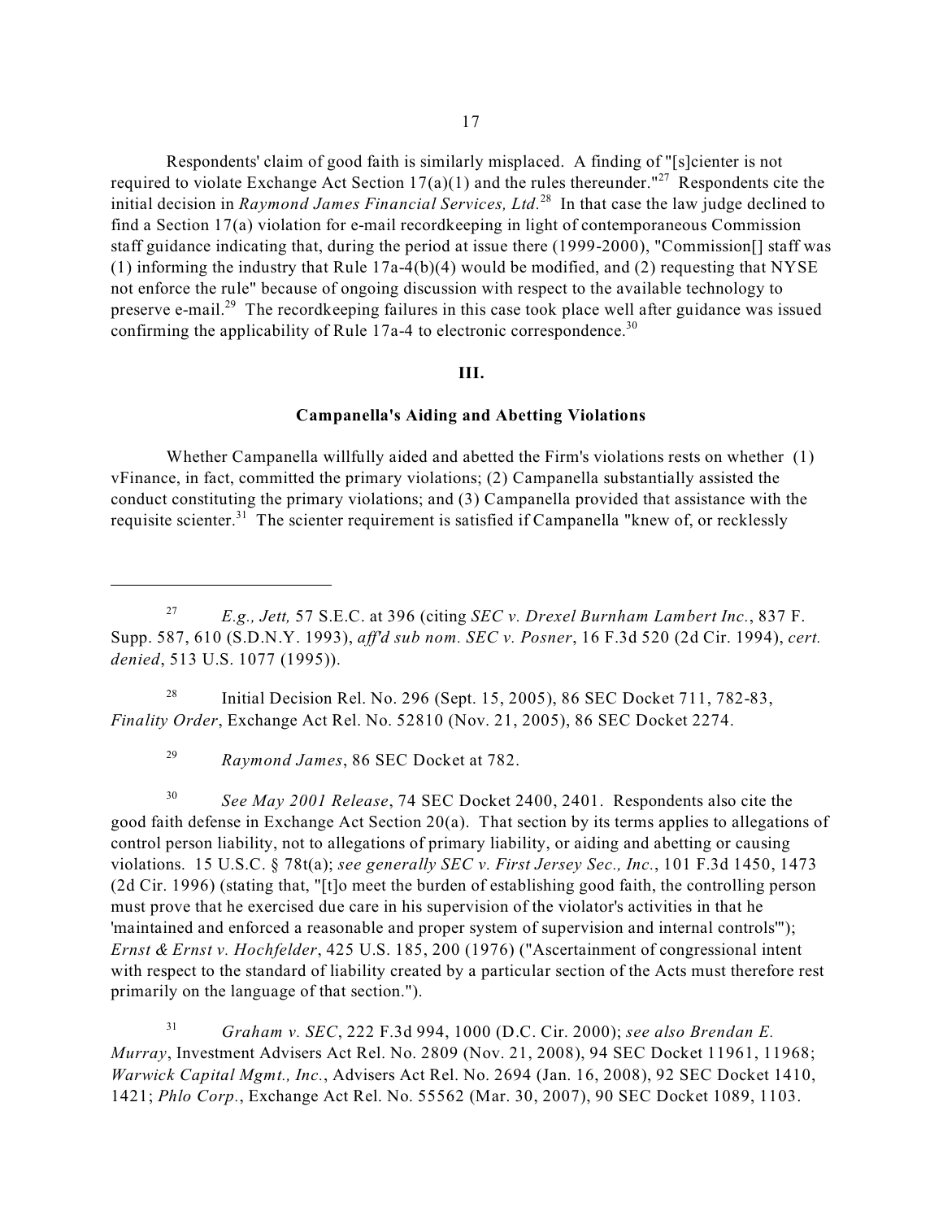Respondents' claim of good faith is similarly misplaced. A finding of "[s]cienter is not required to violate Exchange Act Section 17(a)(1) and the rules thereunder."[27] Respondents cite the initial decision in *Raymond James Financial Services, Ltd*.[28] In that case the law judge declined to find a Section 17(a) violation for e-mail recordkeeping in light of contemporaneous Commission staff guidance indicating that, during the period at issue there (1999-2000), "Commission[] staff was (1) informing the industry that Rule 17a-4(b)(4) would be modified, and (2) requesting that NYSE not enforce the rule" because of ongoing discussion with respect to the available technology to preserve e-mail.[29] The recordkeeping failures in this case took place well after guidance was issued confirming the applicability of Rule 17a-4 to electronic correspondence.[30]

## III.

### Campanella's Aiding and Abetting Violations

Whether Campanella willfully aided and abetted the Firm's violations rests on whether (1) vFinance, in fact, committed the primary violations; (2) Campanella substantially assisted the conduct constituting the primary violations; and (3) Campanella provided that assistance with the requisite scienter.[31] The scienter requirement is satisfied if Campanella "knew of, or recklessly

---

[27] *E.g., Jett,* 57 S.E.C. at 396 (citing *SEC v. Drexel Burnham Lambert Inc.*, 837 F. Supp. 587, 610 (S.D.N.Y. 1993), *aff'd sub nom. SEC v. Posner*, 16 F.3d 520 (2d Cir. 1994), *cert. denied*, 513 U.S. 1077 (1995)).

[28] Initial Decision Rel. No. 296 (Sept. 15, 2005), 86 SEC Docket 711, 782-83, *Finality Order*, Exchange Act Rel. No. 52810 (Nov. 21, 2005), 86 SEC Docket 2274.

[29] *Raymond James*, 86 SEC Docket at 782.

[30] *See May 2001 Release*, 74 SEC Docket 2400, 2401. Respondents also cite the good faith defense in Exchange Act Section 20(a). That section by its terms applies to allegations of control person liability, not to allegations of primary liability, or aiding and abetting or causing violations. 15 U.S.C. § 78t(a); *see generally SEC v. First Jersey Sec., Inc.*, 101 F.3d 1450, 1473 (2d Cir. 1996) (stating that, "[t]o meet the burden of establishing good faith, the controlling person must prove that he exercised due care in his supervision of the violator's activities in that he 'maintained and enforced a reasonable and proper system of supervision and internal controls'"); *Ernst & Ernst v. Hochfelder*, 425 U.S. 185, 200 (1976) ("Ascertainment of congressional intent with respect to the standard of liability created by a particular section of the Acts must therefore rest primarily on the language of that section.").

[31] *Graham v. SEC*, 222 F.3d 994, 1000 (D.C. Cir. 2000); *see also Brendan E. Murray*, Investment Advisers Act Rel. No. 2809 (Nov. 21, 2008), 94 SEC Docket 11961, 11968; *Warwick Capital Mgmt., Inc.*, Advisers Act Rel. No. 2694 (Jan. 16, 2008), 92 SEC Docket 1410, 1421; *Phlo Corp.*, Exchange Act Rel. No. 55562 (Mar. 30, 2007), 90 SEC Docket 1089, 1103.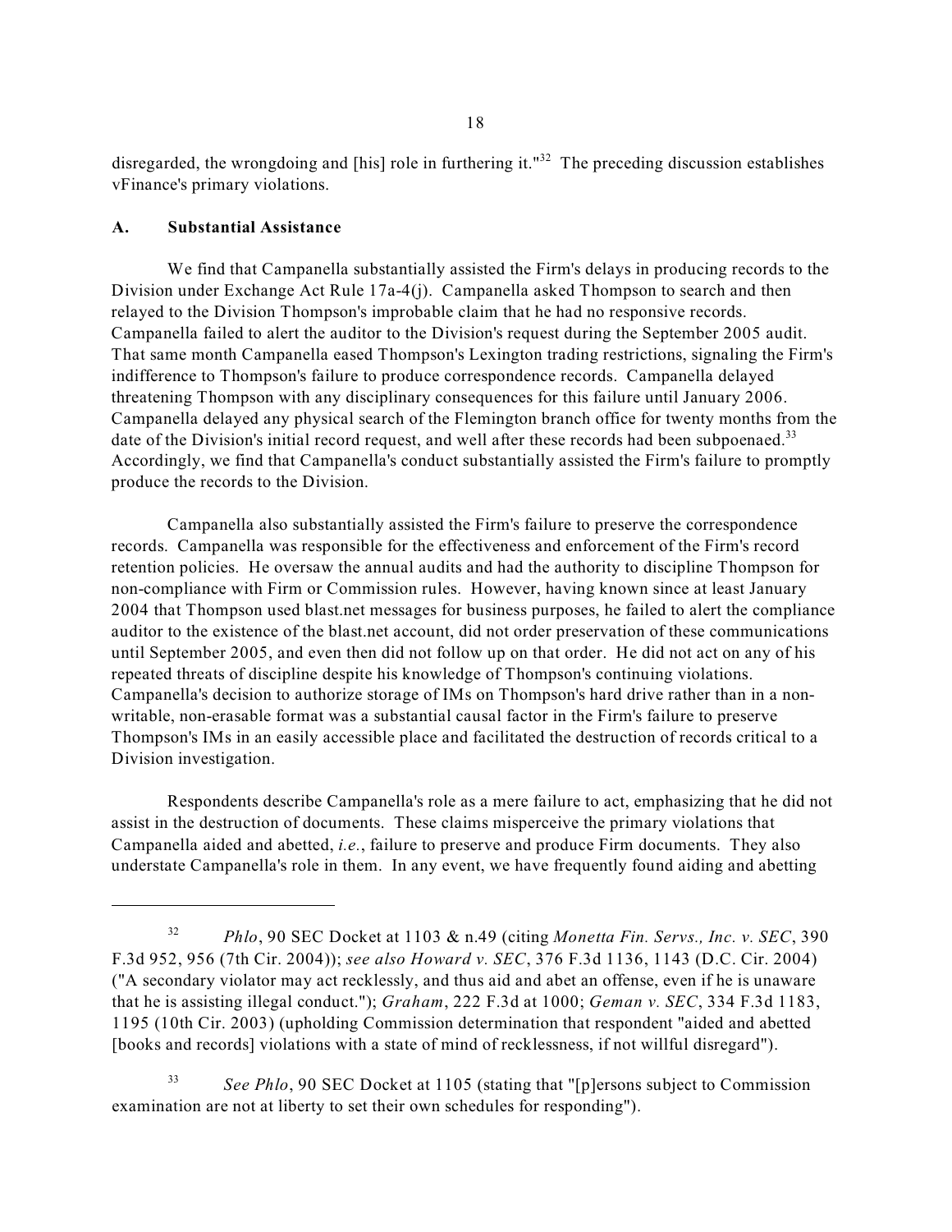disregarded, the wrongdoing and [his] role in furthering it."[32] The preceding discussion establishes vFinance's primary violations.

## A. Substantial Assistance

We find that Campanella substantially assisted the Firm's delays in producing records to the Division under Exchange Act Rule 17a-4(j). Campanella asked Thompson to search and then relayed to the Division Thompson's improbable claim that he had no responsive records. Campanella failed to alert the auditor to the Division's request during the September 2005 audit. That same month Campanella eased Thompson's Lexington trading restrictions, signaling the Firm's indifference to Thompson's failure to produce correspondence records. Campanella delayed threatening Thompson with any disciplinary consequences for this failure until January 2006. Campanella delayed any physical search of the Flemington branch office for twenty months from the date of the Division's initial record request, and well after these records had been subpoenaed.[33] Accordingly, we find that Campanella's conduct substantially assisted the Firm's failure to promptly produce the records to the Division.

Campanella also substantially assisted the Firm's failure to preserve the correspondence records. Campanella was responsible for the effectiveness and enforcement of the Firm's record retention policies. He oversaw the annual audits and had the authority to discipline Thompson for non-compliance with Firm or Commission rules. However, having known since at least January 2004 that Thompson used blast.net messages for business purposes, he failed to alert the compliance auditor to the existence of the blast.net account, did not order preservation of these communications until September 2005, and even then did not follow up on that order. He did not act on any of his repeated threats of discipline despite his knowledge of Thompson's continuing violations. Campanella's decision to authorize storage of IMs on Thompson's hard drive rather than in a non-writable, non-erasable format was a substantial causal factor in the Firm's failure to preserve Thompson's IMs in an easily accessible place and facilitated the destruction of records critical to a Division investigation.

Respondents describe Campanella's role as a mere failure to act, emphasizing that he did not assist in the destruction of documents. These claims misperceive the primary violations that Campanella aided and abetted, *i.e.*, failure to preserve and produce Firm documents. They also understate Campanella's role in them. In any event, we have frequently found aiding and abetting

---

[32] *Phlo*, 90 SEC Docket at 1103 & n.49 (citing *Monetta Fin. Servs., Inc. v. SEC*, 390 F.3d 952, 956 (7th Cir. 2004)); *see also Howard v. SEC*, 376 F.3d 1136, 1143 (D.C. Cir. 2004) ("A secondary violator may act recklessly, and thus aid and abet an offense, even if he is unaware that he is assisting illegal conduct."); *Graham*, 222 F.3d at 1000; *Geman v. SEC*, 334 F.3d 1183, 1195 (10th Cir. 2003) (upholding Commission determination that respondent "aided and abetted [books and records] violations with a state of mind of recklessness, if not willful disregard").

[33] *See Phlo*, 90 SEC Docket at 1105 (stating that "[p]ersons subject to Commission examination are not at liberty to set their own schedules for responding").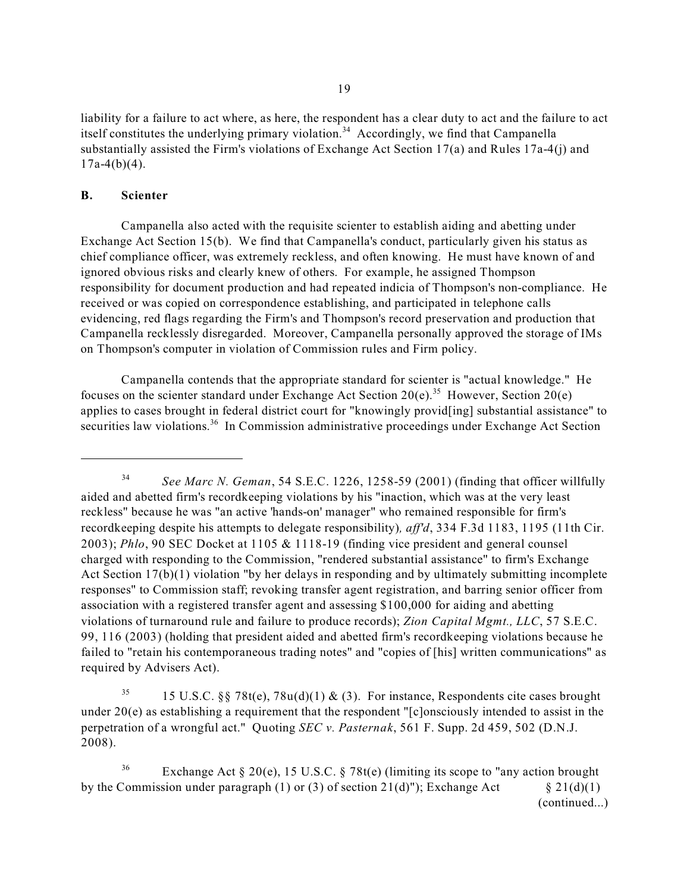liability for a failure to act where, as here, the respondent has a clear duty to act and the failure to act itself constitutes the underlying primary violation.[34] Accordingly, we find that Campanella substantially assisted the Firm's violations of Exchange Act Section 17(a) and Rules 17a-4(j) and 17a-4(b)(4).

## B. Scienter

Campanella also acted with the requisite scienter to establish aiding and abetting under Exchange Act Section 15(b). We find that Campanella's conduct, particularly given his status as chief compliance officer, was extremely reckless, and often knowing. He must have known of and ignored obvious risks and clearly knew of others. For example, he assigned Thompson responsibility for document production and had repeated indicia of Thompson's non-compliance. He received or was copied on correspondence establishing, and participated in telephone calls evidencing, red flags regarding the Firm's and Thompson's record preservation and production that Campanella recklessly disregarded. Moreover, Campanella personally approved the storage of IMs on Thompson's computer in violation of Commission rules and Firm policy.

Campanella contends that the appropriate standard for scienter is "actual knowledge." He focuses on the scienter standard under Exchange Act Section 20(e).[35] However, Section 20(e) applies to cases brought in federal district court for "knowingly provid[ing] substantial assistance" to securities law violations.[36] In Commission administrative proceedings under Exchange Act Section

---

[34] *See Marc N. Geman*, 54 S.E.C. 1226, 1258-59 (2001) (finding that officer willfully aided and abetted firm's recordkeeping violations by his "inaction, which was at the very least reckless" because he was "an active 'hands-on' manager" who remained responsible for firm's recordkeeping despite his attempts to delegate responsibility), *aff'd*, 334 F.3d 1183, 1195 (11th Cir. 2003); *Phlo*, 90 SEC Docket at 1105 & 1118-19 (finding vice president and general counsel charged with responding to the Commission, "rendered substantial assistance" to firm's Exchange Act Section 17(b)(1) violation "by her delays in responding and by ultimately submitting incomplete responses" to Commission staff; revoking transfer agent registration, and barring senior officer from association with a registered transfer agent and assessing $100,000 for aiding and abetting violations of turnaround rule and failure to produce records); *Zion Capital Mgmt., LLC*, 57 S.E.C. 99, 116 (2003) (holding that president aided and abetted firm's recordkeeping violations because he failed to "retain his contemporaneous trading notes" and "copies of [his] written communications" as required by Advisers Act).

[35] 15 U.S.C. §§ 78t(e), 78u(d)(1) & (3). For instance, Respondents cite cases brought under 20(e) as establishing a requirement that the respondent "[c]onsciously intended to assist in the perpetration of a wrongful act." Quoting *SEC v. Pasternak*, 561 F. Supp. 2d 459, 502 (D.N.J. 2008).

[36] Exchange Act § 20(e), 15 U.S.C. § 78t(e) (limiting its scope to "any action brought by the Commission under paragraph (1) or (3) of section 21(d)"); Exchange Act § 21(d)(1) (continued...)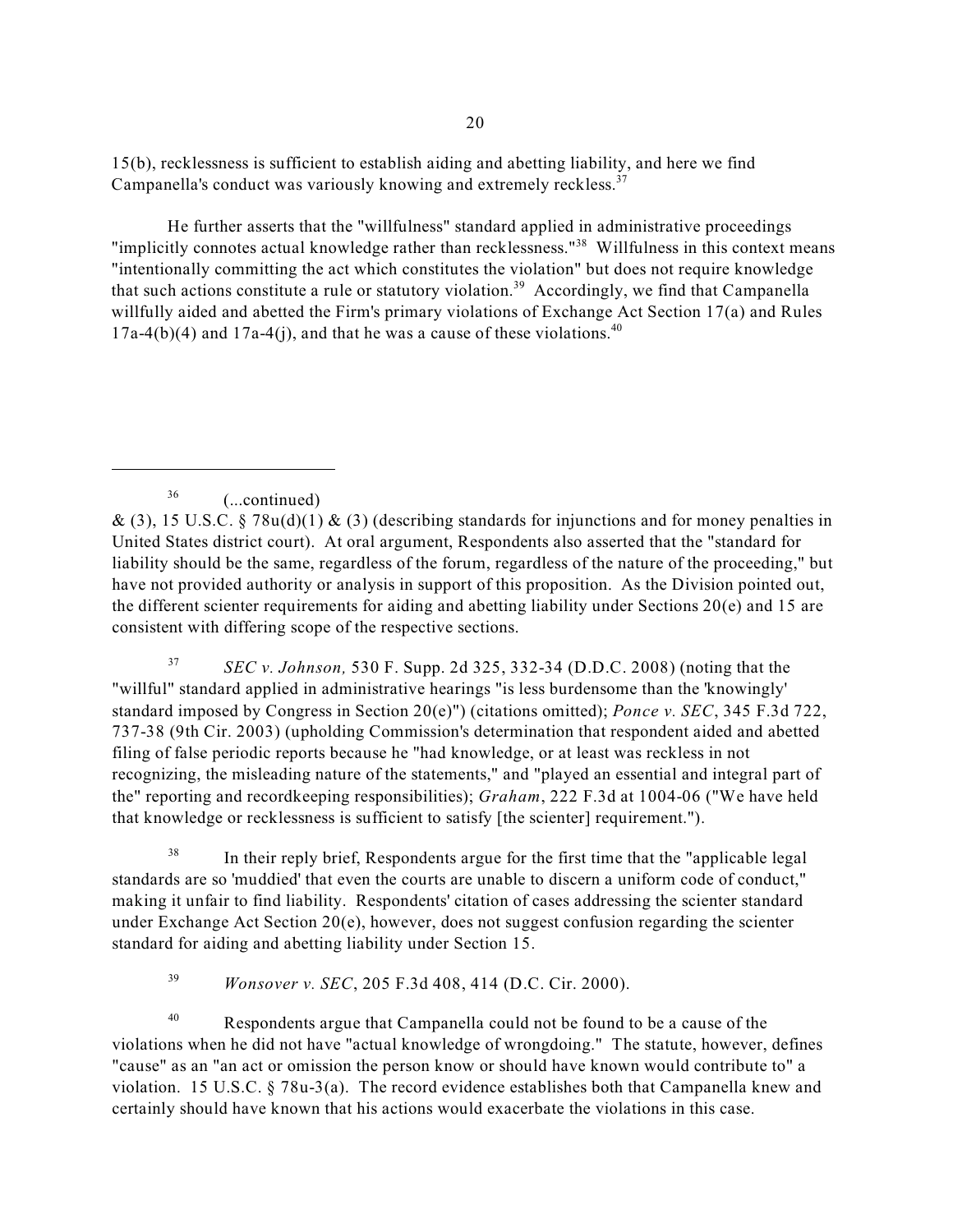15(b), recklessness is sufficient to establish aiding and abetting liability, and here we find Campanella's conduct was variously knowing and extremely reckless.[37]

He further asserts that the "willfulness" standard applied in administrative proceedings "implicitly connotes actual knowledge rather than recklessness."[38] Willfulness in this context means "intentionally committing the act which constitutes the violation" but does not require knowledge that such actions constitute a rule or statutory violation.[39] Accordingly, we find that Campanella willfully aided and abetted the Firm's primary violations of Exchange Act Section 17(a) and Rules 17a-4(b)(4) and 17a-4(j), and that he was a cause of these violations.[40]

---

[36] (...continued)
& (3), 15 U.S.C. § 78u(d)(1) & (3) (describing standards for injunctions and for money penalties in United States district court). At oral argument, Respondents also asserted that the "standard for liability should be the same, regardless of the forum, regardless of the nature of the proceeding," but have not provided authority or analysis in support of this proposition. As the Division pointed out, the different scienter requirements for aiding and abetting liability under Sections 20(e) and 15 are consistent with differing scope of the respective sections.

[37] *SEC v. Johnson,* 530 F. Supp. 2d 325, 332-34 (D.D.C. 2008) (noting that the "willful" standard applied in administrative hearings "is less burdensome than the 'knowingly' standard imposed by Congress in Section 20(e)") (citations omitted); *Ponce v. SEC*, 345 F.3d 722, 737-38 (9th Cir. 2003) (upholding Commission's determination that respondent aided and abetted filing of false periodic reports because he "had knowledge, or at least was reckless in not recognizing, the misleading nature of the statements," and "played an essential and integral part of the" reporting and recordkeeping responsibilities); *Graham*, 222 F.3d at 1004-06 ("We have held that knowledge or recklessness is sufficient to satisfy [the scienter] requirement.").

[38] In their reply brief, Respondents argue for the first time that the "applicable legal standards are so 'muddied' that even the courts are unable to discern a uniform code of conduct," making it unfair to find liability. Respondents' citation of cases addressing the scienter standard under Exchange Act Section 20(e), however, does not suggest confusion regarding the scienter standard for aiding and abetting liability under Section 15.

[39] *Wonsover v. SEC*, 205 F.3d 408, 414 (D.C. Cir. 2000).

[40] Respondents argue that Campanella could not be found to be a cause of the violations when he did not have "actual knowledge of wrongdoing." The statute, however, defines "cause" as an "an act or omission the person know or should have known would contribute to" a violation. 15 U.S.C. § 78u-3(a). The record evidence establishes both that Campanella knew and certainly should have known that his actions would exacerbate the violations in this case.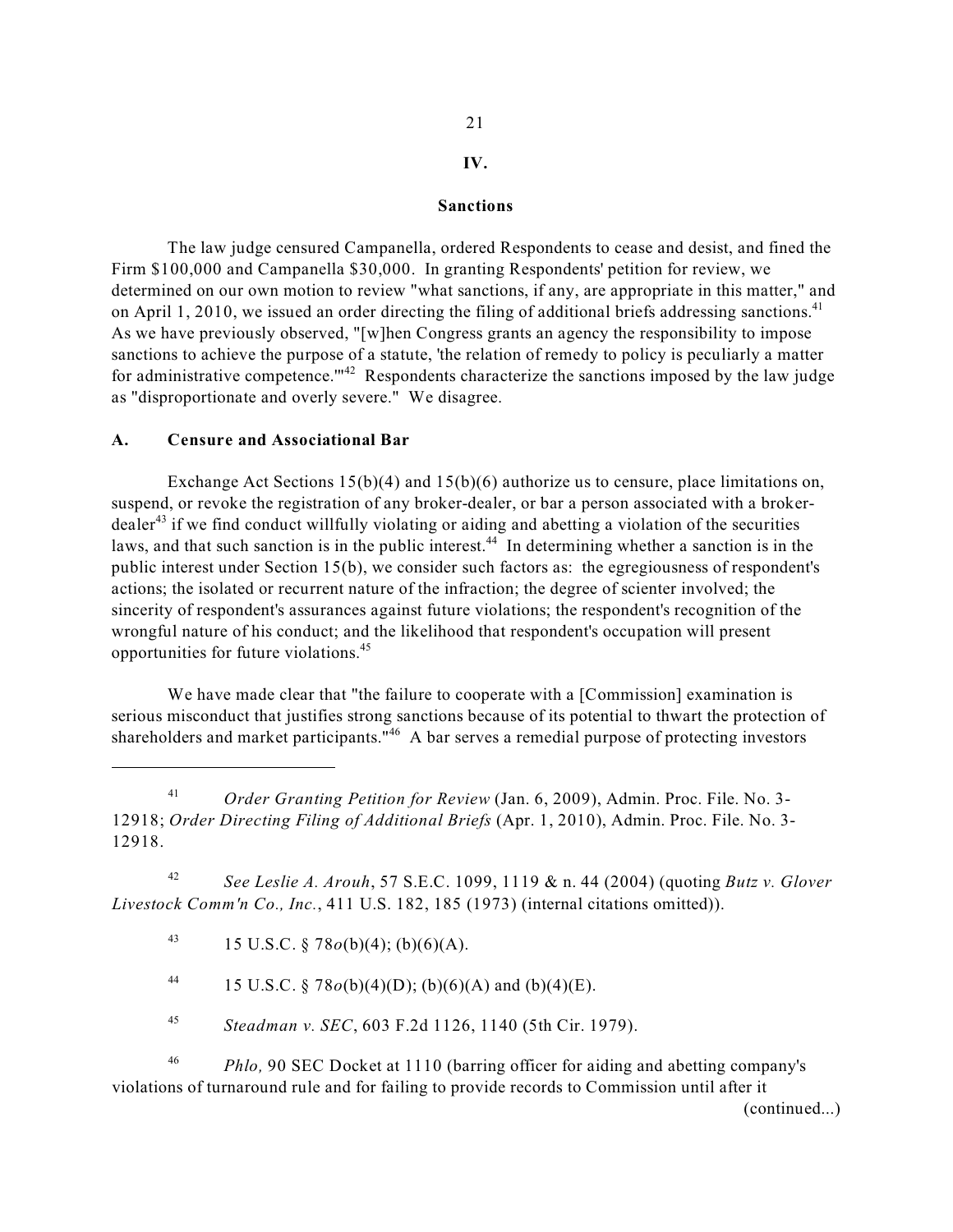## IV.

## Sanctions

The law judge censured Campanella, ordered Respondents to cease and desist, and fined the Firm $100,000 and Campanella $30,000. In granting Respondents' petition for review, we determined on our own motion to review "what sanctions, if any, are appropriate in this matter," and on April 1, 2010, we issued an order directing the filing of additional briefs addressing sanctions.[41] As we have previously observed, "[w]hen Congress grants an agency the responsibility to impose sanctions to achieve the purpose of a statute, 'the relation of remedy to policy is peculiarly a matter for administrative competence.'"[42] Respondents characterize the sanctions imposed by the law judge as "disproportionate and overly severe." We disagree.

### A. Censure and Associational Bar

Exchange Act Sections 15(b)(4) and 15(b)(6) authorize us to censure, place limitations on, suspend, or revoke the registration of any broker-dealer, or bar a person associated with a broker-dealer[43] if we find conduct willfully violating or aiding and abetting a violation of the securities laws, and that such sanction is in the public interest.[44] In determining whether a sanction is in the public interest under Section 15(b), we consider such factors as: the egregiousness of respondent's actions; the isolated or recurrent nature of the infraction; the degree of scienter involved; the sincerity of respondent's assurances against future violations; the respondent's recognition of the wrongful nature of his conduct; and the likelihood that respondent's occupation will present opportunities for future violations.[45]

We have made clear that "the failure to cooperate with a [Commission] examination is serious misconduct that justifies strong sanctions because of its potential to thwart the protection of shareholders and market participants."[46] A bar serves a remedial purpose of protecting investors

---

[41] *Order Granting Petition for Review* (Jan. 6, 2009), Admin. Proc. File. No. 3-12918; *Order Directing Filing of Additional Briefs* (Apr. 1, 2010), Admin. Proc. File. No. 3-12918.

[42] *See Leslie A. Arouh*, 57 S.E.C. 1099, 1119 & n. 44 (2004) (quoting *Butz v. Glover Livestock Comm'n Co., Inc.*, 411 U.S. 182, 185 (1973) (internal citations omitted)).

[43] 15 U.S.C. § 78*o*(b)(4); (b)(6)(A).

[44] 15 U.S.C. § 78*o*(b)(4)(D); (b)(6)(A) and (b)(4)(E).

[45] *Steadman v. SEC*, 603 F.2d 1126, 1140 (5th Cir. 1979).

[46] *Phlo,* 90 SEC Docket at 1110 (barring officer for aiding and abetting company's violations of turnaround rule and for failing to provide records to Commission until after it (continued...)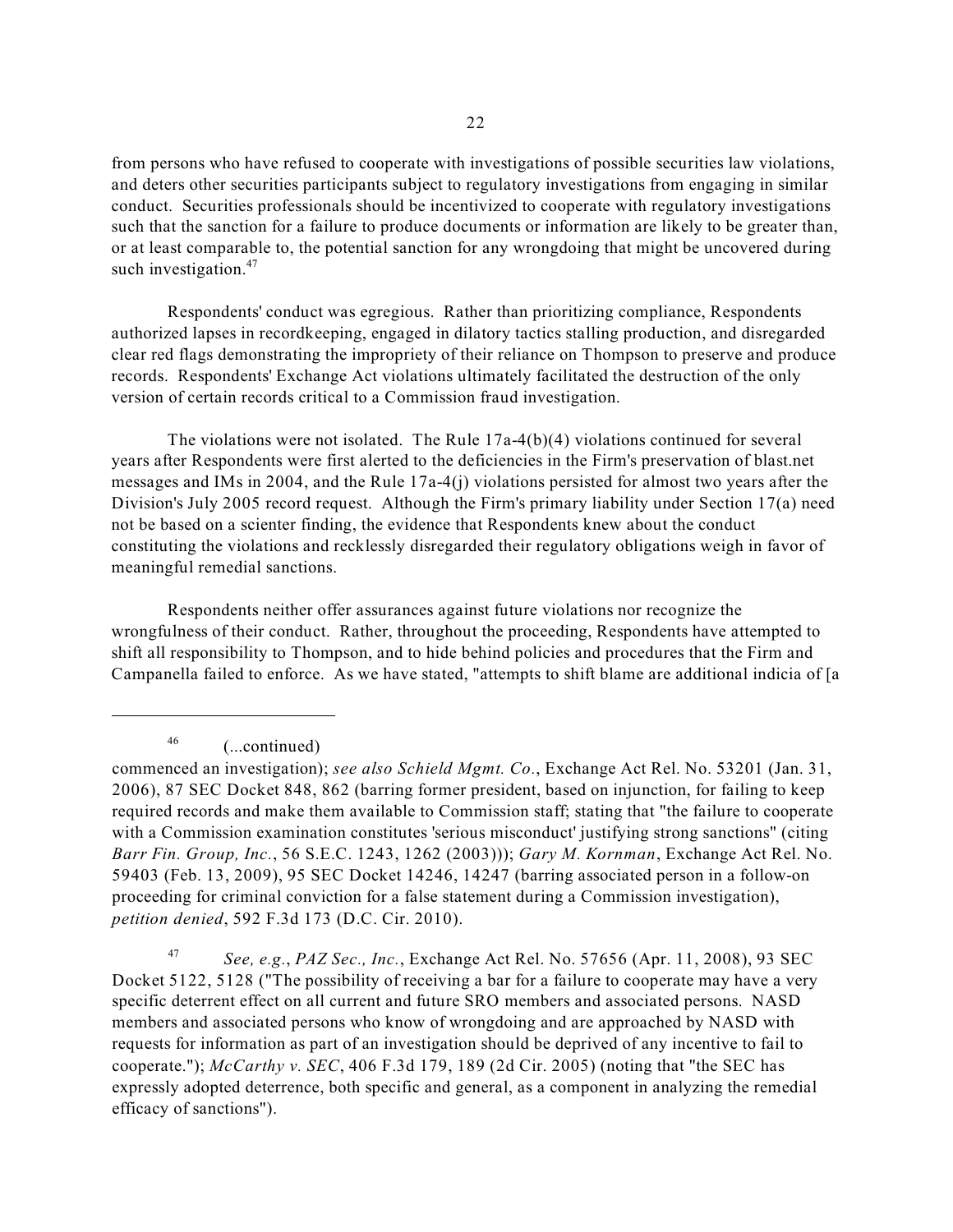from persons who have refused to cooperate with investigations of possible securities law violations, and deters other securities participants subject to regulatory investigations from engaging in similar conduct. Securities professionals should be incentivized to cooperate with regulatory investigations such that the sanction for a failure to produce documents or information are likely to be greater than, or at least comparable to, the potential sanction for any wrongdoing that might be uncovered during such investigation.[47]

Respondents' conduct was egregious. Rather than prioritizing compliance, Respondents authorized lapses in recordkeeping, engaged in dilatory tactics stalling production, and disregarded clear red flags demonstrating the impropriety of their reliance on Thompson to preserve and produce records. Respondents' Exchange Act violations ultimately facilitated the destruction of the only version of certain records critical to a Commission fraud investigation.

The violations were not isolated. The Rule 17a-4(b)(4) violations continued for several years after Respondents were first alerted to the deficiencies in the Firm's preservation of blast.net messages and IMs in 2004, and the Rule 17a-4(j) violations persisted for almost two years after the Division's July 2005 record request. Although the Firm's primary liability under Section 17(a) need not be based on a scienter finding, the evidence that Respondents knew about the conduct constituting the violations and recklessly disregarded their regulatory obligations weigh in favor of meaningful remedial sanctions.

Respondents neither offer assurances against future violations nor recognize the wrongfulness of their conduct. Rather, throughout the proceeding, Respondents have attempted to shift all responsibility to Thompson, and to hide behind policies and procedures that the Firm and Campanella failed to enforce. As we have stated, "attempts to shift blame are additional indicia of [a

---

[46] (...continued)
commenced an investigation); *see also Schield Mgmt. Co.*, Exchange Act Rel. No. 53201 (Jan. 31, 2006), 87 SEC Docket 848, 862 (barring former president, based on injunction, for failing to keep required records and make them available to Commission staff; stating that "the failure to cooperate with a Commission examination constitutes 'serious misconduct' justifying strong sanctions" (citing *Barr Fin. Group, Inc.*, 56 S.E.C. 1243, 1262 (2003))); *Gary M. Kornman*, Exchange Act Rel. No. 59403 (Feb. 13, 2009), 95 SEC Docket 14246, 14247 (barring associated person in a follow-on proceeding for criminal conviction for a false statement during a Commission investigation), *petition denied*, 592 F.3d 173 (D.C. Cir. 2010).

[47] *See, e.g.*, *PAZ Sec., Inc.*, Exchange Act Rel. No. 57656 (Apr. 11, 2008), 93 SEC Docket 5122, 5128 ("The possibility of receiving a bar for a failure to cooperate may have a very specific deterrent effect on all current and future SRO members and associated persons. NASD members and associated persons who know of wrongdoing and are approached by NASD with requests for information as part of an investigation should be deprived of any incentive to fail to cooperate."); *McCarthy v. SEC*, 406 F.3d 179, 189 (2d Cir. 2005) (noting that "the SEC has expressly adopted deterrence, both specific and general, as a component in analyzing the remedial efficacy of sanctions").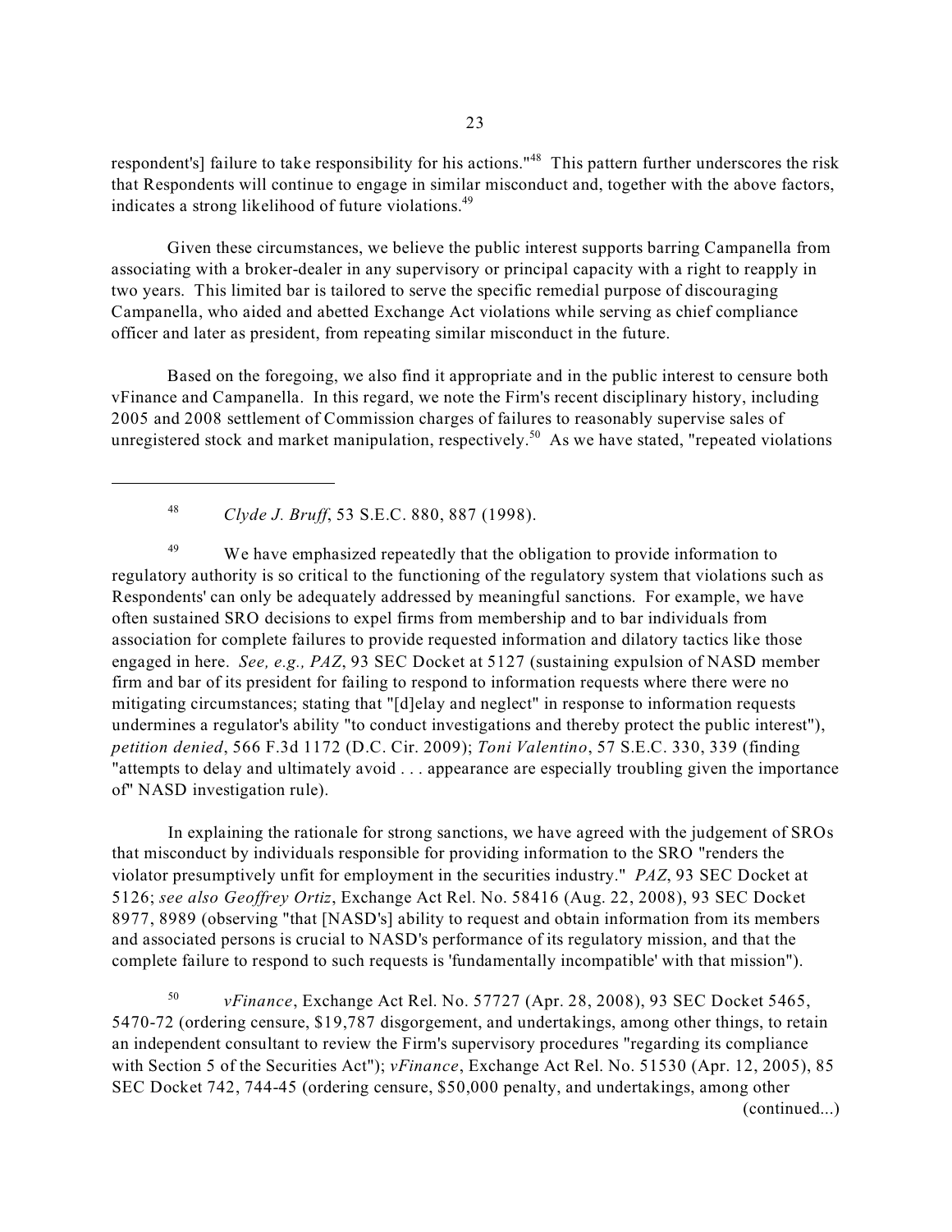respondent's] failure to take responsibility for his actions."[48] This pattern further underscores the risk that Respondents will continue to engage in similar misconduct and, together with the above factors, indicates a strong likelihood of future violations.[49]

Given these circumstances, we believe the public interest supports barring Campanella from associating with a broker-dealer in any supervisory or principal capacity with a right to reapply in two years. This limited bar is tailored to serve the specific remedial purpose of discouraging Campanella, who aided and abetted Exchange Act violations while serving as chief compliance officer and later as president, from repeating similar misconduct in the future.

Based on the foregoing, we also find it appropriate and in the public interest to censure both vFinance and Campanella. In this regard, we note the Firm's recent disciplinary history, including 2005 and 2008 settlement of Commission charges of failures to reasonably supervise sales of unregistered stock and market manipulation, respectively.[50] As we have stated, "repeated violations

---

[48] *Clyde J. Bruff*, 53 S.E.C. 880, 887 (1998).

[49] We have emphasized repeatedly that the obligation to provide information to regulatory authority is so critical to the functioning of the regulatory system that violations such as Respondents' can only be adequately addressed by meaningful sanctions. For example, we have often sustained SRO decisions to expel firms from membership and to bar individuals from association for complete failures to provide requested information and dilatory tactics like those engaged in here. *See, e.g., PAZ*, 93 SEC Docket at 5127 (sustaining expulsion of NASD member firm and bar of its president for failing to respond to information requests where there were no mitigating circumstances; stating that "[d]elay and neglect" in response to information requests undermines a regulator's ability "to conduct investigations and thereby protect the public interest"), *petition denied*, 566 F.3d 1172 (D.C. Cir. 2009); *Toni Valentino*, 57 S.E.C. 330, 339 (finding "attempts to delay and ultimately avoid . . . appearance are especially troubling given the importance of" NASD investigation rule).

In explaining the rationale for strong sanctions, we have agreed with the judgement of SROs that misconduct by individuals responsible for providing information to the SRO "renders the violator presumptively unfit for employment in the securities industry." *PAZ*, 93 SEC Docket at 5126; *see also Geoffrey Ortiz*, Exchange Act Rel. No. 58416 (Aug. 22, 2008), 93 SEC Docket 8977, 8989 (observing "that [NASD's] ability to request and obtain information from its members and associated persons is crucial to NASD's performance of its regulatory mission, and that the complete failure to respond to such requests is 'fundamentally incompatible' with that mission").

[50] *vFinance*, Exchange Act Rel. No. 57727 (Apr. 28, 2008), 93 SEC Docket 5465, 5470-72 (ordering censure, $19,787 disgorgement, and undertakings, among other things, to retain an independent consultant to review the Firm's supervisory procedures "regarding its compliance with Section 5 of the Securities Act"); *vFinance*, Exchange Act Rel. No. 51530 (Apr. 12, 2005), 85 SEC Docket 742, 744-45 (ordering censure, $50,000 penalty, and undertakings, among other

(continued...)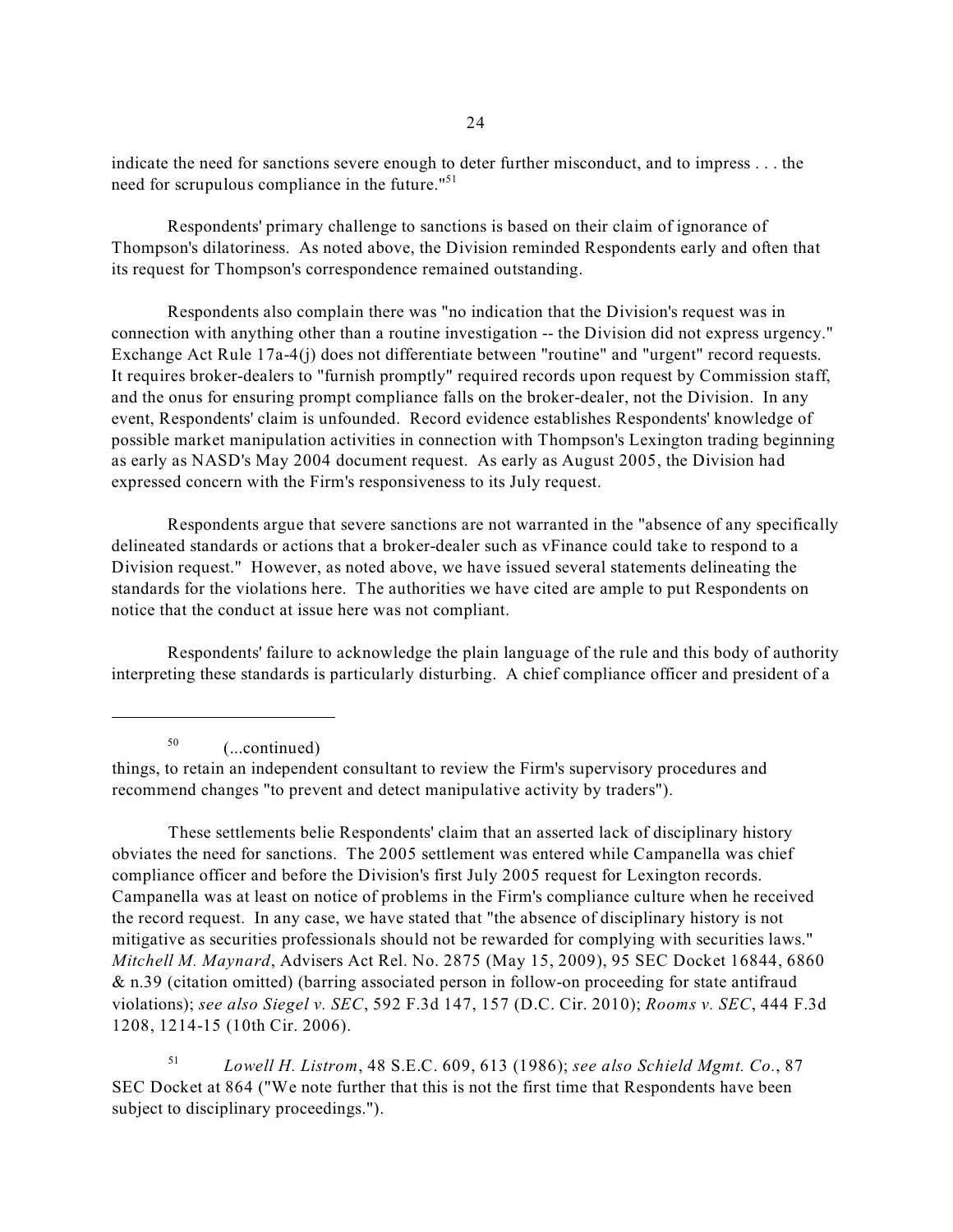indicate the need for sanctions severe enough to deter further misconduct, and to impress . . . the need for scrupulous compliance in the future."[51]

Respondents' primary challenge to sanctions is based on their claim of ignorance of Thompson's dilatoriness. As noted above, the Division reminded Respondents early and often that its request for Thompson's correspondence remained outstanding.

Respondents also complain there was "no indication that the Division's request was in connection with anything other than a routine investigation -- the Division did not express urgency." Exchange Act Rule 17a-4(j) does not differentiate between "routine" and "urgent" record requests. It requires broker-dealers to "furnish promptly" required records upon request by Commission staff, and the onus for ensuring prompt compliance falls on the broker-dealer, not the Division. In any event, Respondents' claim is unfounded. Record evidence establishes Respondents' knowledge of possible market manipulation activities in connection with Thompson's Lexington trading beginning as early as NASD's May 2004 document request. As early as August 2005, the Division had expressed concern with the Firm's responsiveness to its July request.

Respondents argue that severe sanctions are not warranted in the "absence of any specifically delineated standards or actions that a broker-dealer such as vFinance could take to respond to a Division request." However, as noted above, we have issued several statements delineating the standards for the violations here. The authorities we have cited are ample to put Respondents on notice that the conduct at issue here was not compliant.

Respondents' failure to acknowledge the plain language of the rule and this body of authority interpreting these standards is particularly disturbing. A chief compliance officer and president of a

---

[50] (...continued)
things, to retain an independent consultant to review the Firm's supervisory procedures and recommend changes "to prevent and detect manipulative activity by traders").

These settlements belie Respondents' claim that an asserted lack of disciplinary history obviates the need for sanctions. The 2005 settlement was entered while Campanella was chief compliance officer and before the Division's first July 2005 request for Lexington records. Campanella was at least on notice of problems in the Firm's compliance culture when he received the record request. In any case, we have stated that "the absence of disciplinary history is not mitigative as securities professionals should not be rewarded for complying with securities laws." *Mitchell M. Maynard*, Advisers Act Rel. No. 2875 (May 15, 2009), 95 SEC Docket 16844, 6860 & n.39 (citation omitted) (barring associated person in follow-on proceeding for state antifraud violations); *see also Siegel v. SEC*, 592 F.3d 147, 157 (D.C. Cir. 2010); *Rooms v. SEC*, 444 F.3d 1208, 1214-15 (10th Cir. 2006).

[51] *Lowell H. Listrom*, 48 S.E.C. 609, 613 (1986); *see also Schield Mgmt. Co.*, 87 SEC Docket at 864 ("We note further that this is not the first time that Respondents have been subject to disciplinary proceedings.").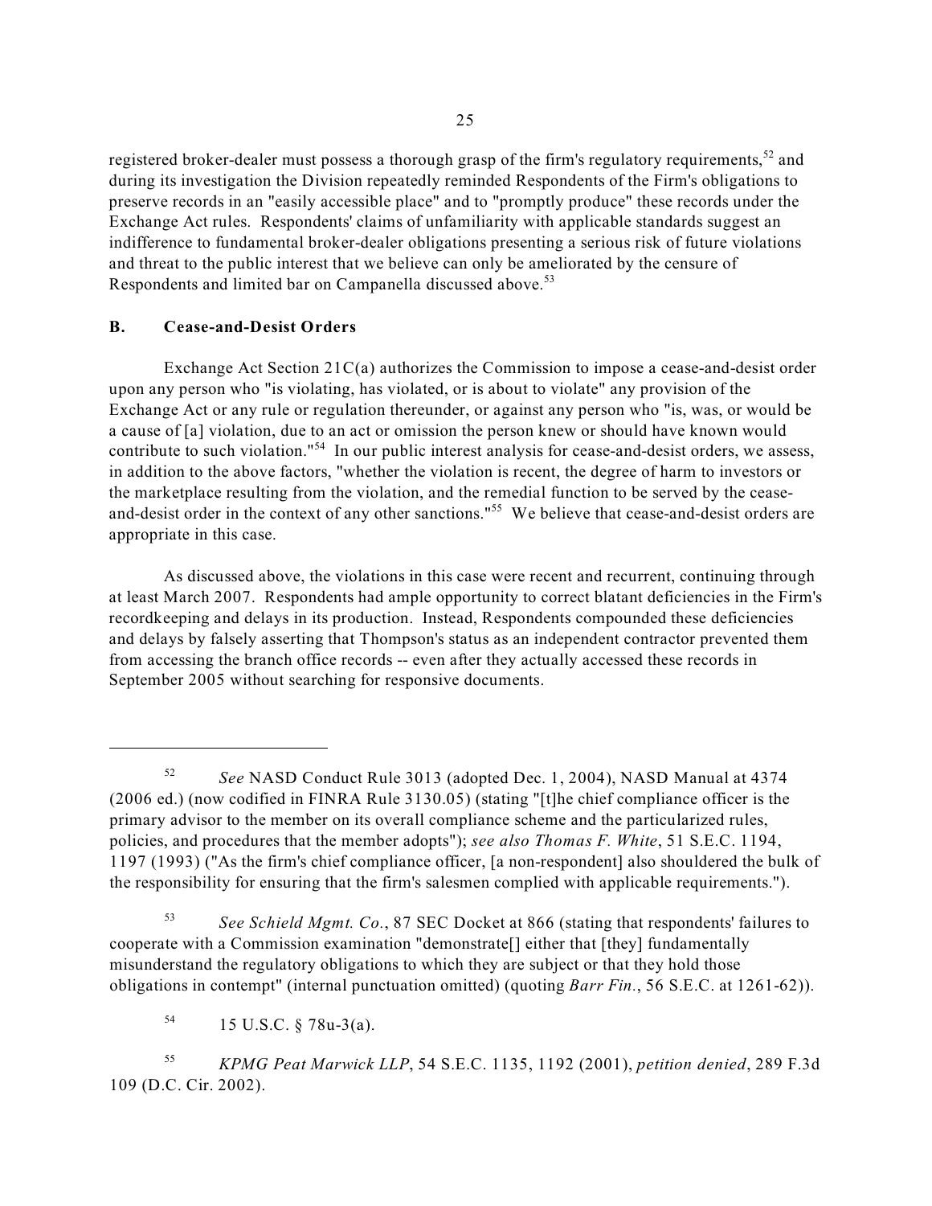registered broker-dealer must possess a thorough grasp of the firm's regulatory requirements,[52] and during its investigation the Division repeatedly reminded Respondents of the Firm's obligations to preserve records in an "easily accessible place" and to "promptly produce" these records under the Exchange Act rules. Respondents' claims of unfamiliarity with applicable standards suggest an indifference to fundamental broker-dealer obligations presenting a serious risk of future violations and threat to the public interest that we believe can only be ameliorated by the censure of Respondents and limited bar on Campanella discussed above.[53]

## B. Cease-and-Desist Orders

Exchange Act Section 21C(a) authorizes the Commission to impose a cease-and-desist order upon any person who "is violating, has violated, or is about to violate" any provision of the Exchange Act or any rule or regulation thereunder, or against any person who "is, was, or would be a cause of [a] violation, due to an act or omission the person knew or should have known would contribute to such violation."[54] In our public interest analysis for cease-and-desist orders, we assess, in addition to the above factors, "whether the violation is recent, the degree of harm to investors or the marketplace resulting from the violation, and the remedial function to be served by the cease-and-desist order in the context of any other sanctions."[55] We believe that cease-and-desist orders are appropriate in this case.

As discussed above, the violations in this case were recent and recurrent, continuing through at least March 2007. Respondents had ample opportunity to correct blatant deficiencies in the Firm's recordkeeping and delays in its production. Instead, Respondents compounded these deficiencies and delays by falsely asserting that Thompson's status as an independent contractor prevented them from accessing the branch office records -- even after they actually accessed these records in September 2005 without searching for responsive documents.

---

[52] *See* NASD Conduct Rule 3013 (adopted Dec. 1, 2004), NASD Manual at 4374 (2006 ed.) (now codified in FINRA Rule 3130.05) (stating "[t]he chief compliance officer is the primary advisor to the member on its overall compliance scheme and the particularized rules, policies, and procedures that the member adopts"); *see also Thomas F. White*, 51 S.E.C. 1194, 1197 (1993) ("As the firm's chief compliance officer, [a non-respondent] also shouldered the bulk of the responsibility for ensuring that the firm's salesmen complied with applicable requirements.").

[53] *See Schield Mgmt. Co.*, 87 SEC Docket at 866 (stating that respondents' failures to cooperate with a Commission examination "demonstrate[] either that [they] fundamentally misunderstand the regulatory obligations to which they are subject or that they hold those obligations in contempt" (internal punctuation omitted) (quoting *Barr Fin.*, 56 S.E.C. at 1261-62)).

[54] 15 U.S.C. § 78u-3(a).

[55] *KPMG Peat Marwick LLP*, 54 S.E.C. 1135, 1192 (2001), *petition denied*, 289 F.3d 109 (D.C. Cir. 2002).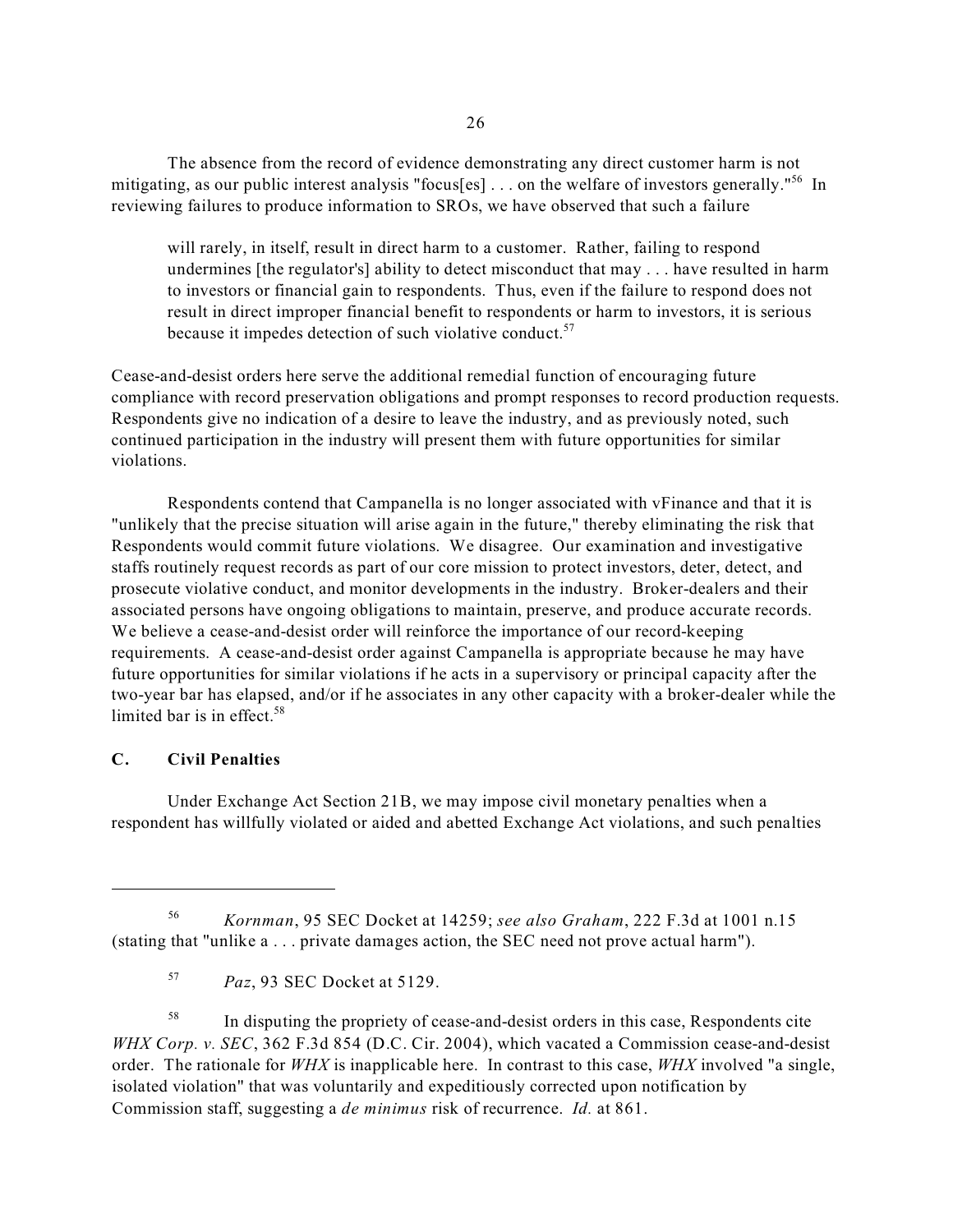The absence from the record of evidence demonstrating any direct customer harm is not mitigating, as our public interest analysis "focus[es] . . . on the welfare of investors generally."[56] In reviewing failures to produce information to SROs, we have observed that such a failure

> will rarely, in itself, result in direct harm to a customer. Rather, failing to respond undermines [the regulator's] ability to detect misconduct that may . . . have resulted in harm to investors or financial gain to respondents. Thus, even if the failure to respond does not result in direct improper financial benefit to respondents or harm to investors, it is serious because it impedes detection of such violative conduct.[57]

Cease-and-desist orders here serve the additional remedial function of encouraging future compliance with record preservation obligations and prompt responses to record production requests. Respondents give no indication of a desire to leave the industry, and as previously noted, such continued participation in the industry will present them with future opportunities for similar violations.

Respondents contend that Campanella is no longer associated with vFinance and that it is "unlikely that the precise situation will arise again in the future," thereby eliminating the risk that Respondents would commit future violations. We disagree. Our examination and investigative staffs routinely request records as part of our core mission to protect investors, deter, detect, and prosecute violative conduct, and monitor developments in the industry. Broker-dealers and their associated persons have ongoing obligations to maintain, preserve, and produce accurate records. We believe a cease-and-desist order will reinforce the importance of our record-keeping requirements. A cease-and-desist order against Campanella is appropriate because he may have future opportunities for similar violations if he acts in a supervisory or principal capacity after the two-year bar has elapsed, and/or if he associates in any other capacity with a broker-dealer while the limited bar is in effect.[58]

### C. Civil Penalties

Under Exchange Act Section 21B, we may impose civil monetary penalties when a respondent has willfully violated or aided and abetted Exchange Act violations, and such penalties

---

[56] *Kornman*, 95 SEC Docket at 14259; *see also Graham*, 222 F.3d at 1001 n.15 (stating that "unlike a . . . private damages action, the SEC need not prove actual harm").

[57] *Paz*, 93 SEC Docket at 5129.

[58] In disputing the propriety of cease-and-desist orders in this case, Respondents cite *WHX Corp. v. SEC*, 362 F.3d 854 (D.C. Cir. 2004), which vacated a Commission cease-and-desist order. The rationale for *WHX* is inapplicable here. In contrast to this case, *WHX* involved "a single, isolated violation" that was voluntarily and expeditiously corrected upon notification by Commission staff, suggesting a *de minimus* risk of recurrence. *Id.* at 861.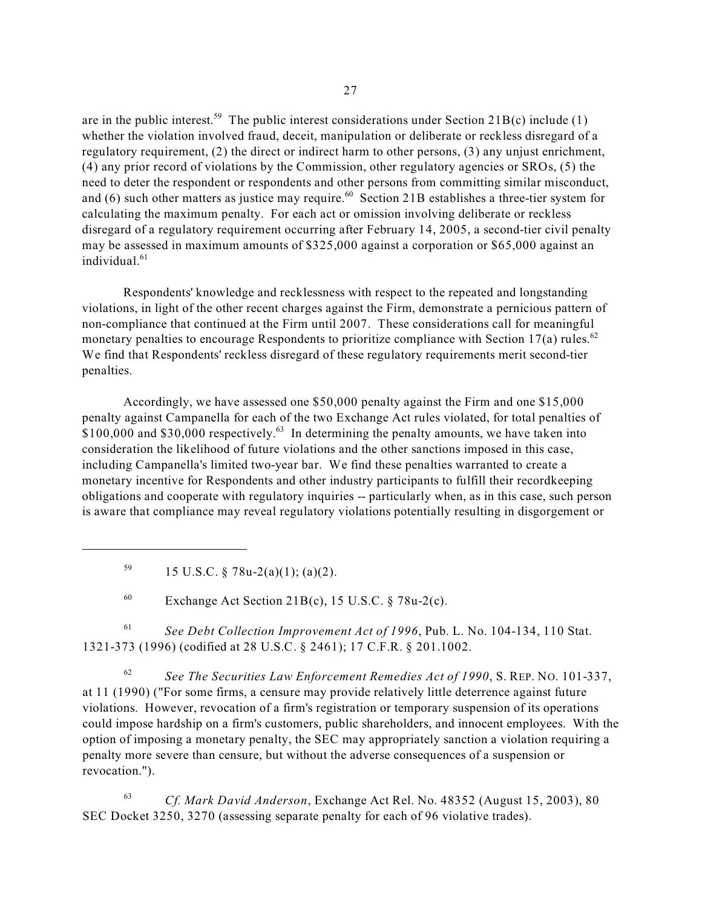are in the public interest.[59] The public interest considerations under Section 21B(c) include (1) whether the violation involved fraud, deceit, manipulation or deliberate or reckless disregard of a regulatory requirement, (2) the direct or indirect harm to other persons, (3) any unjust enrichment, (4) any prior record of violations by the Commission, other regulatory agencies or SROs, (5) the need to deter the respondent or respondents and other persons from committing similar misconduct, and (6) such other matters as justice may require.[60] Section 21B establishes a three-tier system for calculating the maximum penalty. For each act or omission involving deliberate or reckless disregard of a regulatory requirement occurring after February 14, 2005, a second-tier civil penalty may be assessed in maximum amounts of $325,000 against a corporation or $65,000 against an individual.[61]

Respondents' knowledge and recklessness with respect to the repeated and longstanding violations, in light of the other recent charges against the Firm, demonstrate a pernicious pattern of non-compliance that continued at the Firm until 2007. These considerations call for meaningful monetary penalties to encourage Respondents to prioritize compliance with Section 17(a) rules.[62] We find that Respondents' reckless disregard of these regulatory requirements merit second-tier penalties.

Accordingly, we have assessed one $50,000 penalty against the Firm and one $15,000 penalty against Campanella for each of the two Exchange Act rules violated, for total penalties of $100,000 and $30,000 respectively.[63] In determining the penalty amounts, we have taken into consideration the likelihood of future violations and the other sanctions imposed in this case, including Campanella's limited two-year bar. We find these penalties warranted to create a monetary incentive for Respondents and other industry participants to fulfill their recordkeeping obligations and cooperate with regulatory inquiries -- particularly when, as in this case, such person is aware that compliance may reveal regulatory violations potentially resulting in disgorgement or

---

[59] 15 U.S.C. § 78u-2(a)(1); (a)(2).

[60] Exchange Act Section 21B(c), 15 U.S.C. § 78u-2(c).

[61] *See Debt Collection Improvement Act of 1996*, Pub. L. No. 104-134, 110 Stat. 1321-373 (1996) (codified at 28 U.S.C. § 2461); 17 C.F.R. § 201.1002.

[62] *See The Securities Law Enforcement Remedies Act of 1990*, S. REP. NO. 101-337, at 11 (1990) ("For some firms, a censure may provide relatively little deterrence against future violations. However, revocation of a firm's registration or temporary suspension of its operations could impose hardship on a firm's customers, public shareholders, and innocent employees. With the option of imposing a monetary penalty, the SEC may appropriately sanction a violation requiring a penalty more severe than censure, but without the adverse consequences of a suspension or revocation.").

[63] *Cf. Mark David Anderson*, Exchange Act Rel. No. 48352 (August 15, 2003), 80 SEC Docket 3250, 3270 (assessing separate penalty for each of 96 violative trades).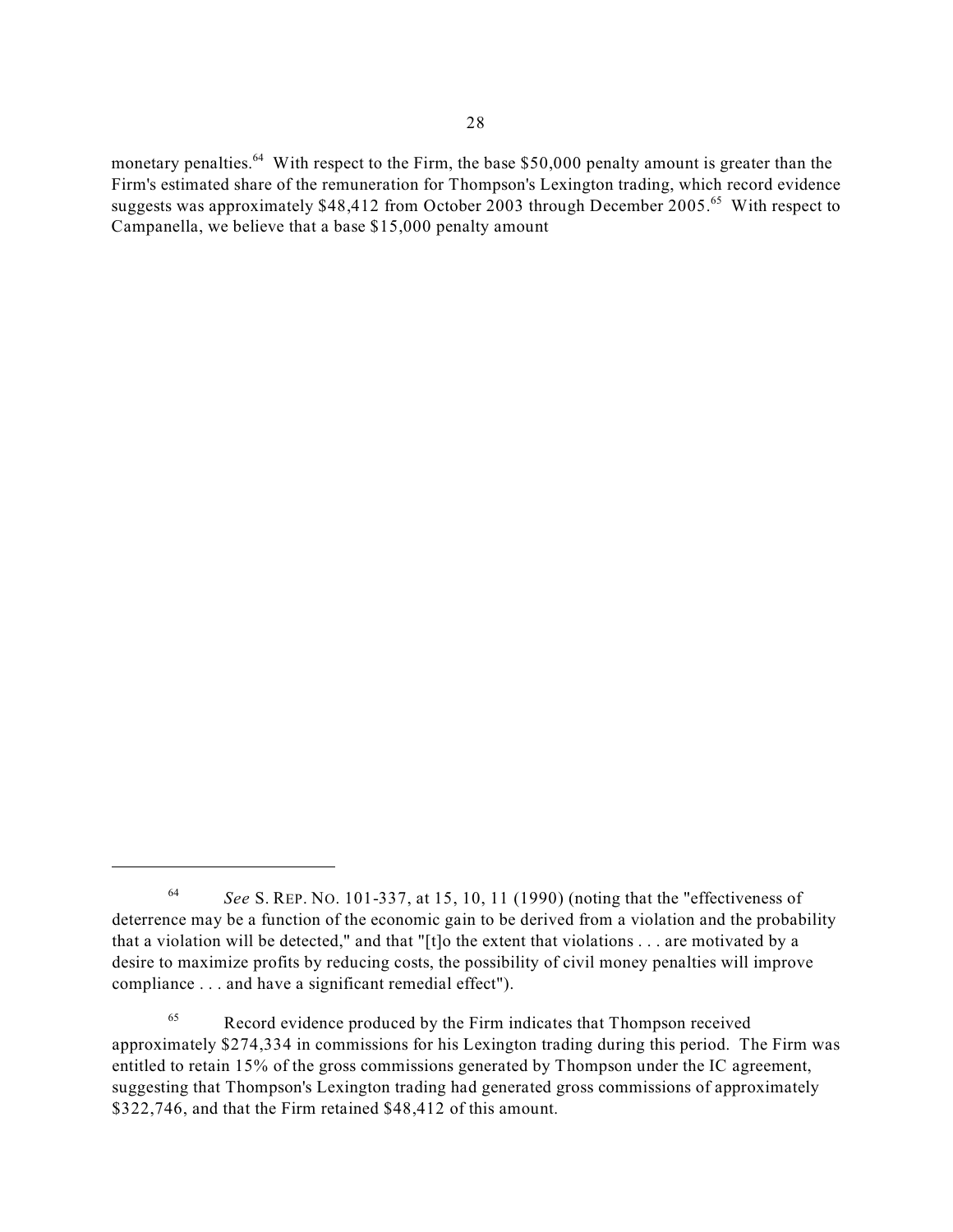monetary penalties.[64] With respect to the Firm, the base $50,000 penalty amount is greater than the Firm's estimated share of the remuneration for Thompson's Lexington trading, which record evidence suggests was approximately $48,412 from October 2003 through December 2005.[65] With respect to Campanella, we believe that a base $15,000 penalty amount

---

[64] *See* S. REP. NO. 101-337, at 15, 10, 11 (1990) (noting that the "effectiveness of deterrence may be a function of the economic gain to be derived from a violation and the probability that a violation will be detected," and that "[t]o the extent that violations . . . are motivated by a desire to maximize profits by reducing costs, the possibility of civil money penalties will improve compliance . . . and have a significant remedial effect").

[65] Record evidence produced by the Firm indicates that Thompson received approximately $274,334 in commissions for his Lexington trading during this period. The Firm was entitled to retain 15% of the gross commissions generated by Thompson under the IC agreement, suggesting that Thompson's Lexington trading had generated gross commissions of approximately $322,746, and that the Firm retained $48,412 of this amount.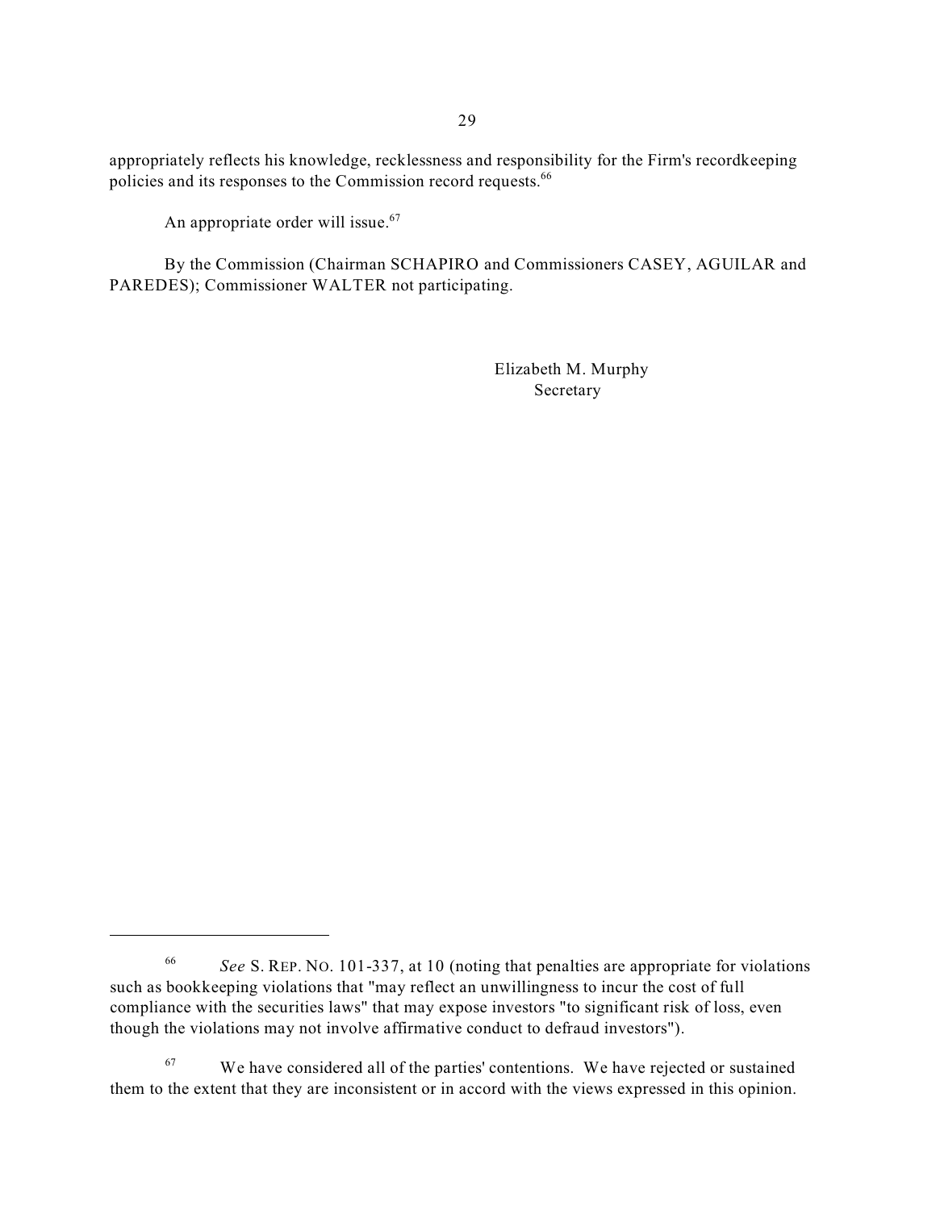appropriately reflects his knowledge, recklessness and responsibility for the Firm's recordkeeping policies and its responses to the Commission record requests.[66]

An appropriate order will issue.[67]

By the Commission (Chairman SCHAPIRO and Commissioners CASEY, AGUILAR and PAREDES); Commissioner WALTER not participating.

Elizabeth M. Murphy
Secretary

---

[66] *See* S. REP. NO. 101-337, at 10 (noting that penalties are appropriate for violations such as bookkeeping violations that "may reflect an unwillingness to incur the cost of full compliance with the securities laws" that may expose investors "to significant risk of loss, even though the violations may not involve affirmative conduct to defraud investors").

[67] We have considered all of the parties' contentions. We have rejected or sustained them to the extent that they are inconsistent or in accord with the views expressed in this opinion.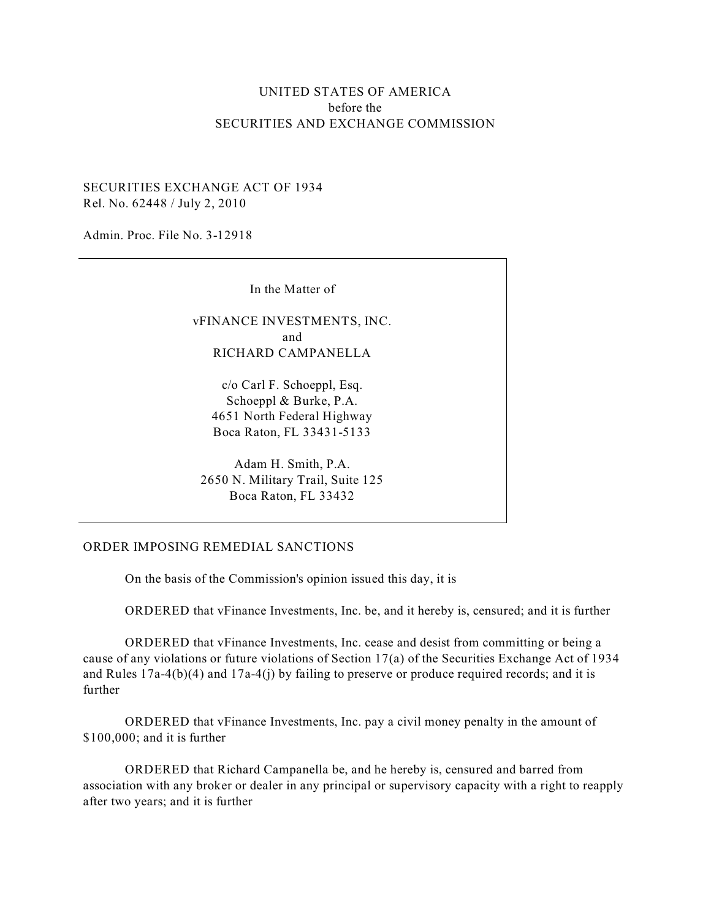UNITED STATES OF AMERICA
before the
SECURITIES AND EXCHANGE COMMISSION

SECURITIES EXCHANGE ACT OF 1934
Rel. No. 62448 / July 2, 2010

Admin. Proc. File No. 3-12918

---

In the Matter of

vFINANCE INVESTMENTS, INC.
and
RICHARD CAMPANELLA

c/o Carl F. Schoeppl, Esq.
Schoeppl & Burke, P.A.
4651 North Federal Highway
Boca Raton, FL 33431-5133

Adam H. Smith, P.A.
2650 N. Military Trail, Suite 125
Boca Raton, FL 33432

---

ORDER IMPOSING REMEDIAL SANCTIONS

On the basis of the Commission's opinion issued this day, it is

ORDERED that vFinance Investments, Inc. be, and it hereby is, censured; and it is further

ORDERED that vFinance Investments, Inc. cease and desist from committing or being a cause of any violations or future violations of Section 17(a) of the Securities Exchange Act of 1934 and Rules 17a-4(b)(4) and 17a-4(j) by failing to preserve or produce required records; and it is further

ORDERED that vFinance Investments, Inc. pay a civil money penalty in the amount of $100,000; and it is further

ORDERED that Richard Campanella be, and he hereby is, censured and barred from association with any broker or dealer in any principal or supervisory capacity with a right to reapply after two years; and it is further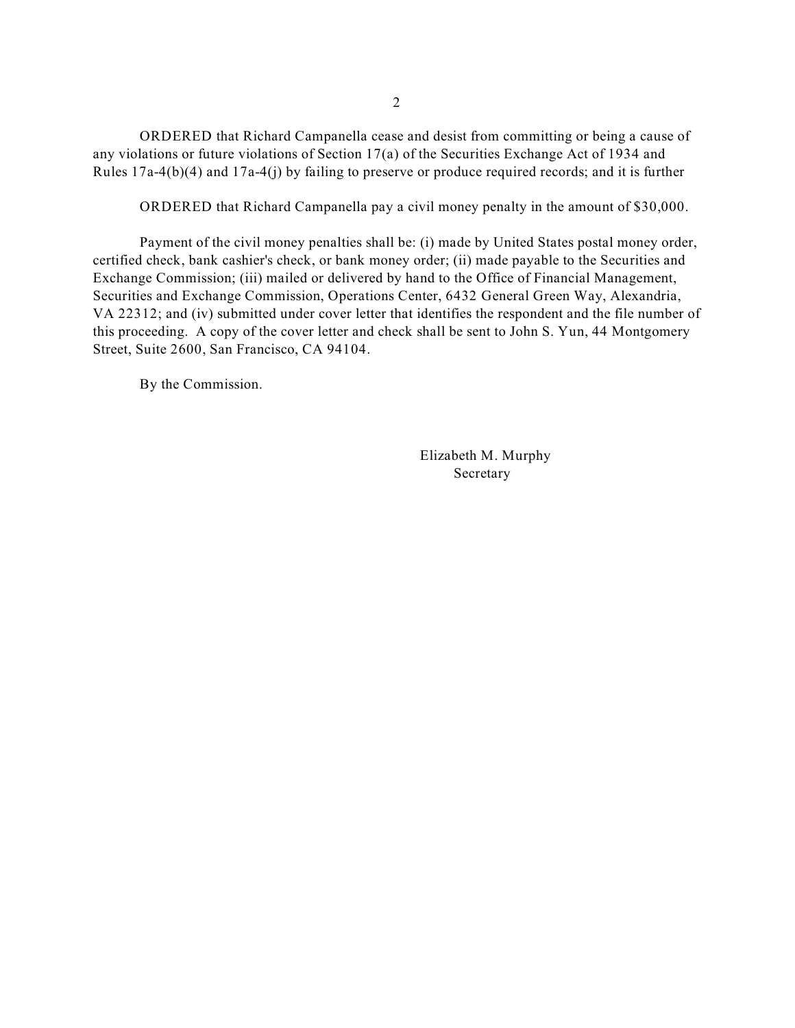ORDERED that Richard Campanella cease and desist from committing or being a cause of any violations or future violations of Section 17(a) of the Securities Exchange Act of 1934 and Rules 17a-4(b)(4) and 17a-4(j) by failing to preserve or produce required records; and it is further

ORDERED that Richard Campanella pay a civil money penalty in the amount of $30,000.

Payment of the civil money penalties shall be: (i) made by United States postal money order, certified check, bank cashier's check, or bank money order; (ii) made payable to the Securities and Exchange Commission; (iii) mailed or delivered by hand to the Office of Financial Management, Securities and Exchange Commission, Operations Center, 6432 General Green Way, Alexandria, VA 22312; and (iv) submitted under cover letter that identifies the respondent and the file number of this proceeding. A copy of the cover letter and check shall be sent to John S. Yun, 44 Montgomery Street, Suite 2600, San Francisco, CA 94104.

By the Commission.

Elizabeth M. Murphy
Secretary